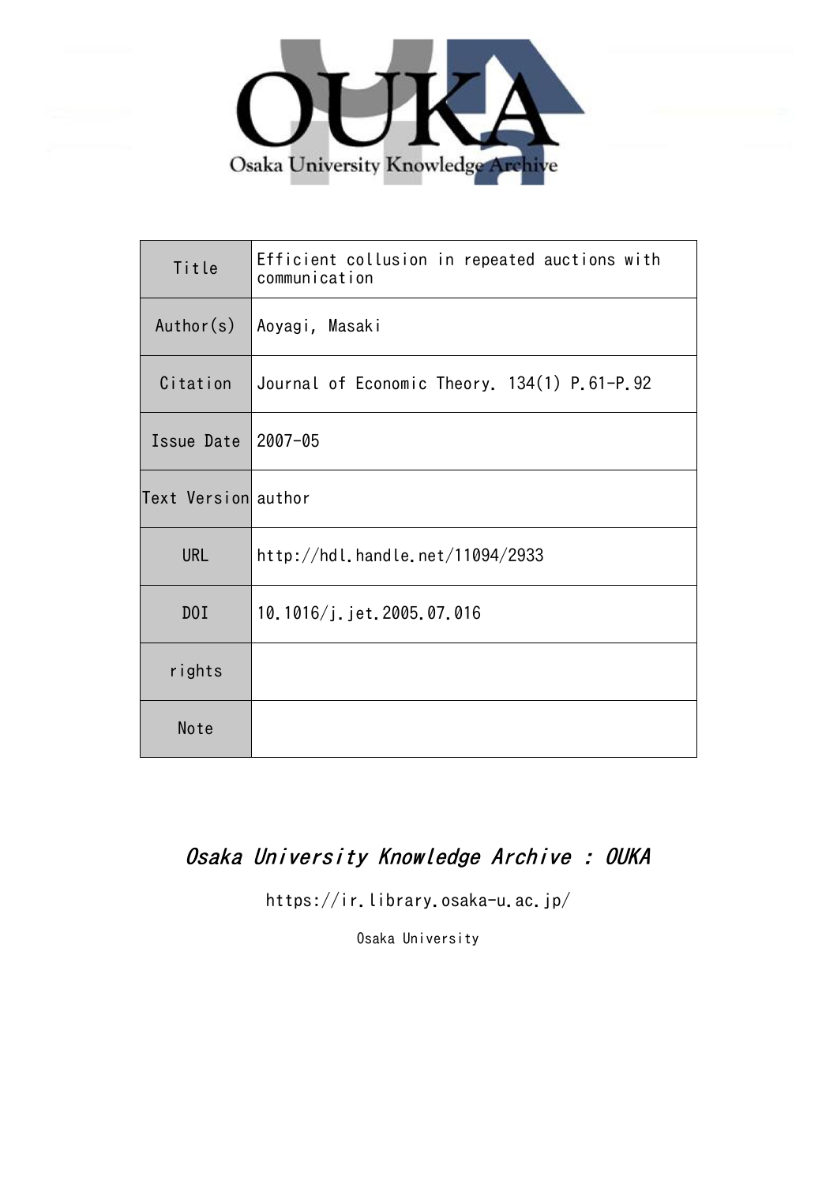Osaka University Knowledge Archive

| Title | Efficient collusion in repeated auctions with communication |
| --- | --- |
| Author(s) | Aoyagi, Masaki |
| Citation | Journal of Economic Theory. 134(1) P.61-P.92 |
| Issue Date | 2007-05 |
| Text Version | author |
| URL | http://hdl.handle.net/11094/2933 |
| DOI | 10.1016/j.jet.2005.07.016 |
| rights | |
| Note | |

*Osaka University Knowledge Archive : OUKA*

https://ir.library.osaka-u.ac.jp/

Osaka University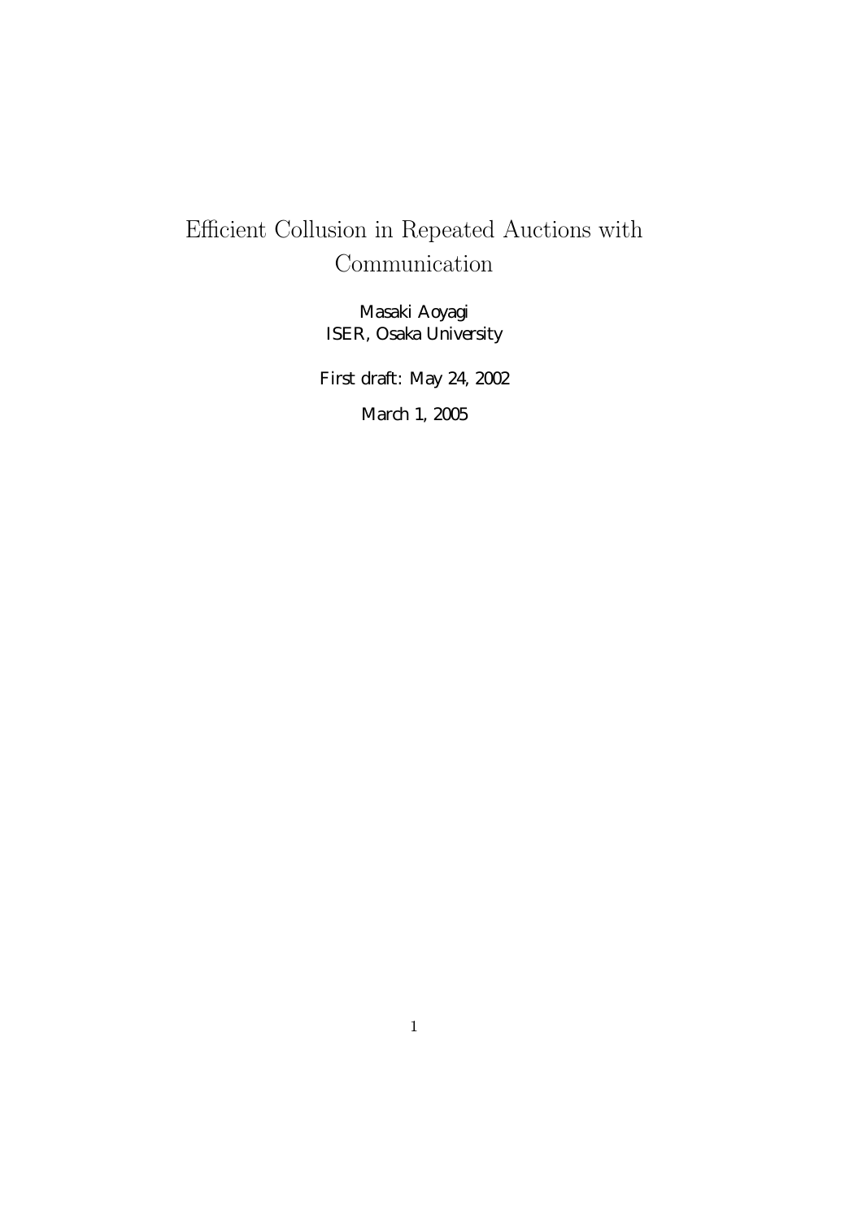# Efficient Collusion in Repeated Auctions with Communication

Masaki Aoyagi
ISER, Osaka University

First draft: May 24, 2002

March 1, 2005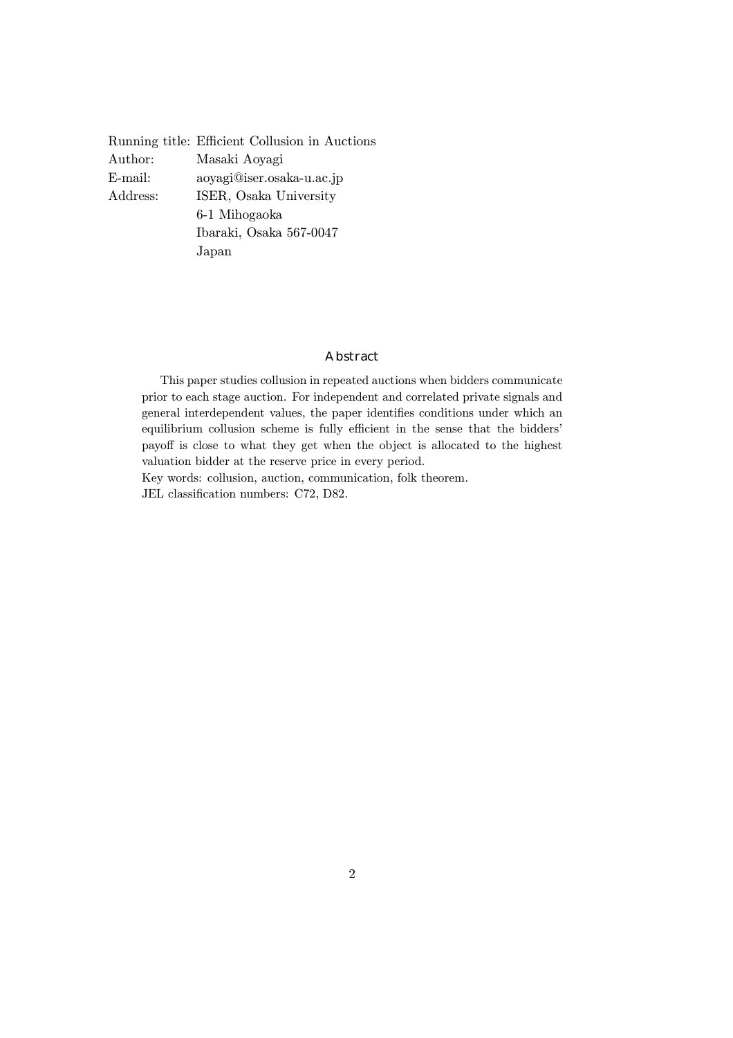Running title: Efficient Collusion in Auctions
Author: Masaki Aoyagi
E-mail: aoyagi@iser.osaka-u.ac.jp
Address: ISER, Osaka University
6-1 Mihogaoka
Ibaraki, Osaka 567-0047
Japan

## Abstract

This paper studies collusion in repeated auctions when bidders communicate prior to each stage auction. For independent and correlated private signals and general interdependent values, the paper identifies conditions under which an equilibrium collusion scheme is fully efficient in the sense that the bidders' payoff is close to what they get when the object is allocated to the highest valuation bidder at the reserve price in every period.

Key words: collusion, auction, communication, folk theorem.

JEL classification numbers: C72, D82.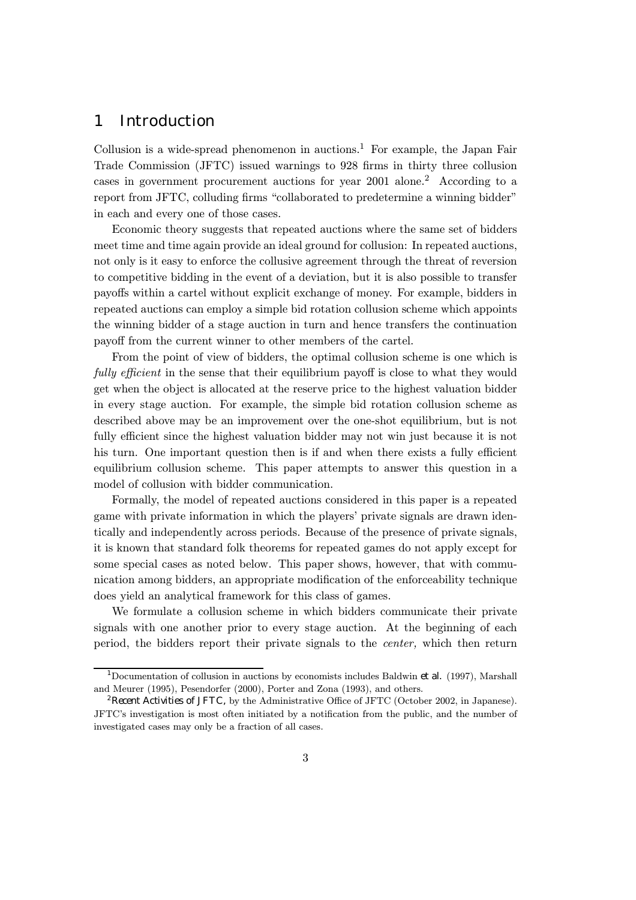# 1 Introduction

Collusion is a wide-spread phenomenon in auctions.[1] For example, the Japan Fair Trade Commission (JFTC) issued warnings to 928 firms in thirty three collusion cases in government procurement auctions for year 2001 alone.[2] According to a report from JFTC, colluding firms "collaborated to predetermine a winning bidder" in each and every one of those cases.

Economic theory suggests that repeated auctions where the same set of bidders meet time and time again provide an ideal ground for collusion: In repeated auctions, not only is it easy to enforce the collusive agreement through the threat of reversion to competitive bidding in the event of a deviation, but it is also possible to transfer payoffs within a cartel without explicit exchange of money. For example, bidders in repeated auctions can employ a simple bid rotation collusion scheme which appoints the winning bidder of a stage auction in turn and hence transfers the continuation payoff from the current winner to other members of the cartel.

From the point of view of bidders, the optimal collusion scheme is one which is *fully efficient* in the sense that their equilibrium payoff is close to what they would get when the object is allocated at the reserve price to the highest valuation bidder in every stage auction. For example, the simple bid rotation collusion scheme as described above may be an improvement over the one-shot equilibrium, but is not fully efficient since the highest valuation bidder may not win just because it is not his turn. One important question then is if and when there exists a fully efficient equilibrium collusion scheme. This paper attempts to answer this question in a model of collusion with bidder communication.

Formally, the model of repeated auctions considered in this paper is a repeated game with private information in which the players' private signals are drawn identically and independently across periods. Because of the presence of private signals, it is known that standard folk theorems for repeated games do not apply except for some special cases as noted below. This paper shows, however, that with communication among bidders, an appropriate modification of the enforceability technique does yield an analytical framework for this class of games.

We formulate a collusion scheme in which bidders communicate their private signals with one another prior to every stage auction. At the beginning of each period, the bidders report their private signals to the *center,* which then return

---

[1] Documentation of collusion in auctions by economists includes Baldwin *et al.* (1997), Marshall and Meurer (1995), Pesendorfer (2000), Porter and Zona (1993), and others.

[2] *Recent Activities of JFTC,* by the Administrative Office of JFTC (October 2002, in Japanese). JFTC's investigation is most often initiated by a notification from the public, and the number of investigated cases may only be a fraction of all cases.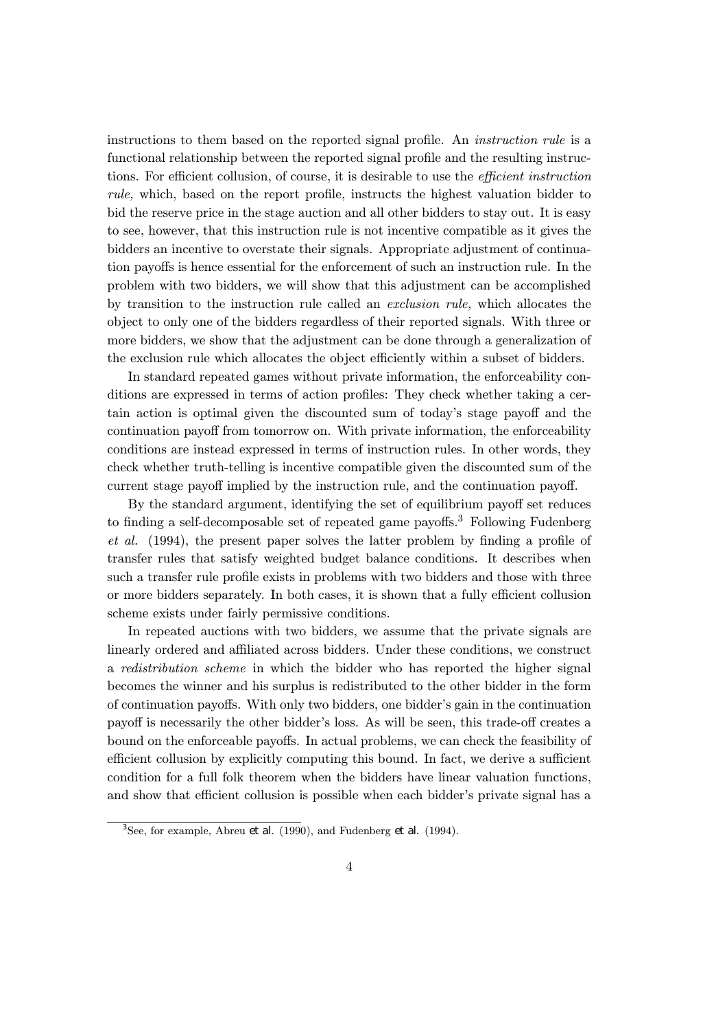instructions to them based on the reported signal profile. An *instruction rule* is a functional relationship between the reported signal profile and the resulting instructions. For efficient collusion, of course, it is desirable to use the *efficient instruction rule,* which, based on the report profile, instructs the highest valuation bidder to bid the reserve price in the stage auction and all other bidders to stay out. It is easy to see, however, that this instruction rule is not incentive compatible as it gives the bidders an incentive to overstate their signals. Appropriate adjustment of continuation payoffs is hence essential for the enforcement of such an instruction rule. In the problem with two bidders, we will show that this adjustment can be accomplished by transition to the instruction rule called an *exclusion rule,* which allocates the object to only one of the bidders regardless of their reported signals. With three or more bidders, we show that the adjustment can be done through a generalization of the exclusion rule which allocates the object efficiently within a subset of bidders.

In standard repeated games without private information, the enforceability conditions are expressed in terms of action profiles: They check whether taking a certain action is optimal given the discounted sum of today's stage payoff and the continuation payoff from tomorrow on. With private information, the enforceability conditions are instead expressed in terms of instruction rules. In other words, they check whether truth-telling is incentive compatible given the discounted sum of the current stage payoff implied by the instruction rule, and the continuation payoff.

By the standard argument, identifying the set of equilibrium payoff set reduces to finding a self-decomposable set of repeated game payoffs.[3] Following Fudenberg *et al.* (1994), the present paper solves the latter problem by finding a profile of transfer rules that satisfy weighted budget balance conditions. It describes when such a transfer rule profile exists in problems with two bidders and those with three or more bidders separately. In both cases, it is shown that a fully efficient collusion scheme exists under fairly permissive conditions.

In repeated auctions with two bidders, we assume that the private signals are linearly ordered and affiliated across bidders. Under these conditions, we construct a *redistribution scheme* in which the bidder who has reported the higher signal becomes the winner and his surplus is redistributed to the other bidder in the form of continuation payoffs. With only two bidders, one bidder's gain in the continuation payoff is necessarily the other bidder's loss. As will be seen, this trade-off creates a bound on the enforceable payoffs. In actual problems, we can check the feasibility of efficient collusion by explicitly computing this bound. In fact, we derive a sufficient condition for a full folk theorem when the bidders have linear valuation functions, and show that efficient collusion is possible when each bidder's private signal has a

[3] See, for example, Abreu *et al.* (1990), and Fudenberg *et al.* (1994).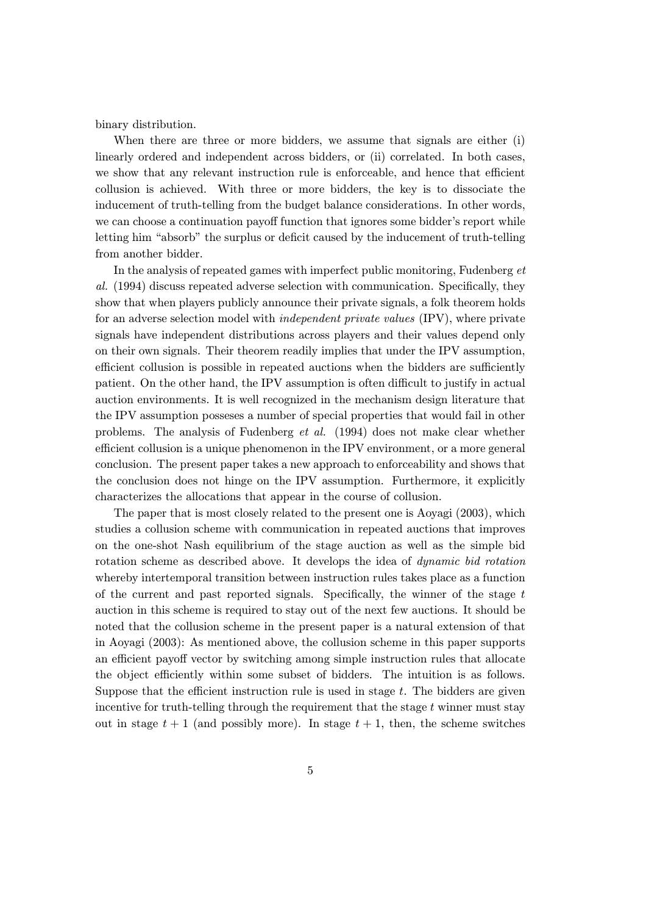binary distribution.

When there are three or more bidders, we assume that signals are either (i) linearly ordered and independent across bidders, or (ii) correlated. In both cases, we show that any relevant instruction rule is enforceable, and hence that efficient collusion is achieved. With three or more bidders, the key is to dissociate the inducement of truth-telling from the budget balance considerations. In other words, we can choose a continuation payoff function that ignores some bidder's report while letting him "absorb" the surplus or deficit caused by the inducement of truth-telling from another bidder.

In the analysis of repeated games with imperfect public monitoring, Fudenberg *et al.* (1994) discuss repeated adverse selection with communication. Specifically, they show that when players publicly announce their private signals, a folk theorem holds for an adverse selection model with *independent private values* (IPV), where private signals have independent distributions across players and their values depend only on their own signals. Their theorem readily implies that under the IPV assumption, efficient collusion is possible in repeated auctions when the bidders are sufficiently patient. On the other hand, the IPV assumption is often difficult to justify in actual auction environments. It is well recognized in the mechanism design literature that the IPV assumption posseses a number of special properties that would fail in other problems. The analysis of Fudenberg *et al.* (1994) does not make clear whether efficient collusion is a unique phenomenon in the IPV environment, or a more general conclusion. The present paper takes a new approach to enforceability and shows that the conclusion does not hinge on the IPV assumption. Furthermore, it explicitly characterizes the allocations that appear in the course of collusion.

The paper that is most closely related to the present one is Aoyagi (2003), which studies a collusion scheme with communication in repeated auctions that improves on the one-shot Nash equilibrium of the stage auction as well as the simple bid rotation scheme as described above. It develops the idea of *dynamic bid rotation* whereby intertemporal transition between instruction rules takes place as a function of the current and past reported signals. Specifically, the winner of the stage $t$ auction in this scheme is required to stay out of the next few auctions. It should be noted that the collusion scheme in the present paper is a natural extension of that in Aoyagi (2003): As mentioned above, the collusion scheme in this paper supports an efficient payoff vector by switching among simple instruction rules that allocate the object efficiently within some subset of bidders. The intuition is as follows. Suppose that the efficient instruction rule is used in stage $t$. The bidders are given incentive for truth-telling through the requirement that the stage $t$ winner must stay out in stage $t + 1$ (and possibly more). In stage $t + 1$, then, the scheme switches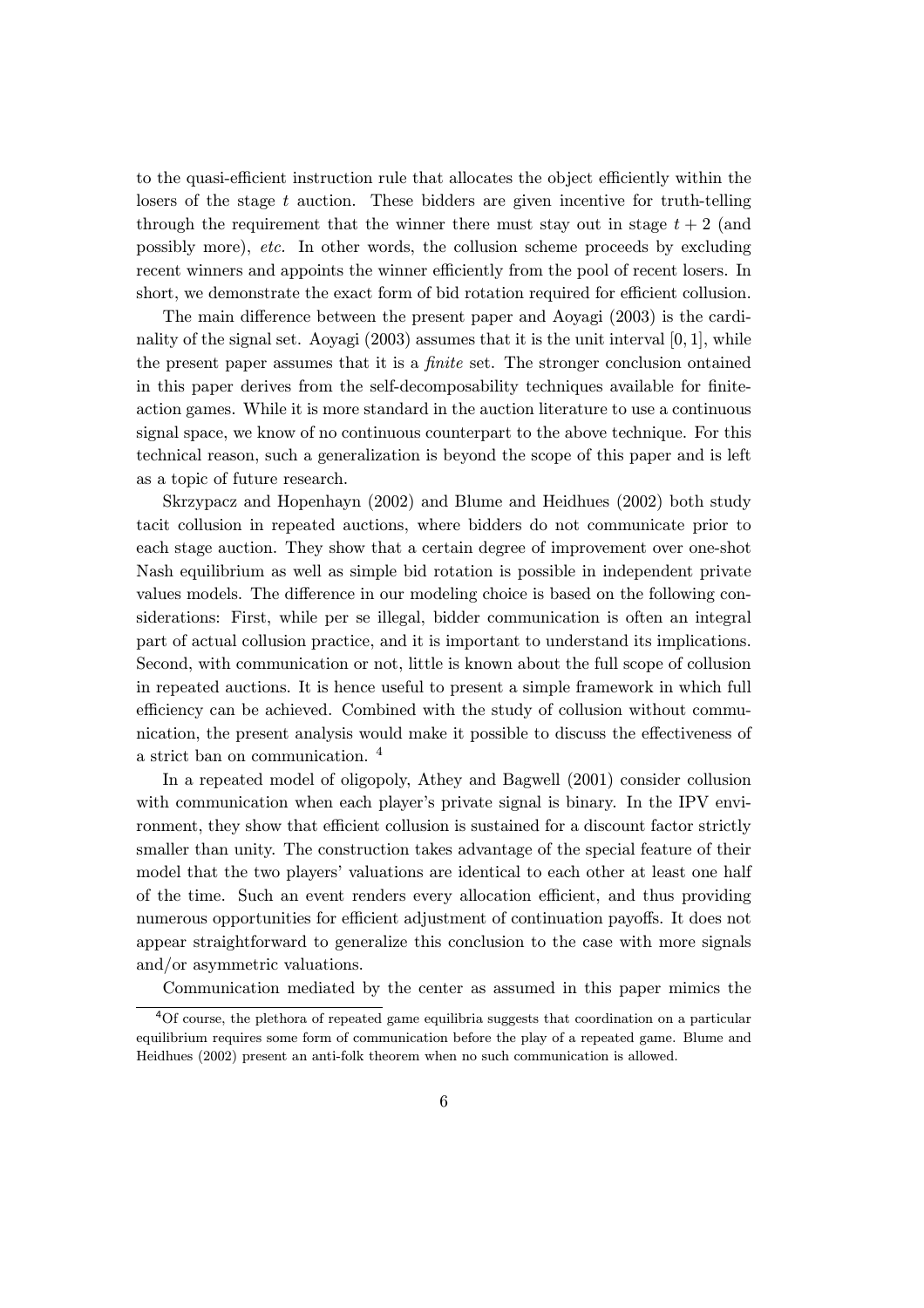to the quasi-efficient instruction rule that allocates the object efficiently within the losers of the stage $t$ auction. These bidders are given incentive for truth-telling through the requirement that the winner there must stay out in stage $t + 2$ (and possibly more), *etc.* In other words, the collusion scheme proceeds by excluding recent winners and appoints the winner efficiently from the pool of recent losers. In short, we demonstrate the exact form of bid rotation required for efficient collusion.

The main difference between the present paper and Aoyagi (2003) is the cardinality of the signal set. Aoyagi (2003) assumes that it is the unit interval $[0, 1]$, while the present paper assumes that it is a *finite* set. The stronger conclusion ontained in this paper derives from the self-decomposability techniques available for finite-action games. While it is more standard in the auction literature to use a continuous signal space, we know of no continuous counterpart to the above technique. For this technical reason, such a generalization is beyond the scope of this paper and is left as a topic of future research.

Skrzypacz and Hopenhayn (2002) and Blume and Heidhues (2002) both study tacit collusion in repeated auctions, where bidders do not communicate prior to each stage auction. They show that a certain degree of improvement over one-shot Nash equilibrium as well as simple bid rotation is possible in independent private values models. The difference in our modeling choice is based on the following considerations: First, while per se illegal, bidder communication is often an integral part of actual collusion practice, and it is important to understand its implications. Second, with communication or not, little is known about the full scope of collusion in repeated auctions. It is hence useful to present a simple framework in which full efficiency can be achieved. Combined with the study of collusion without communication, the present analysis would make it possible to discuss the effectiveness of a strict ban on communication. [4]

In a repeated model of oligopoly, Athey and Bagwell (2001) consider collusion with communication when each player's private signal is binary. In the IPV environment, they show that efficient collusion is sustained for a discount factor strictly smaller than unity. The construction takes advantage of the special feature of their model that the two players' valuations are identical to each other at least one half of the time. Such an event renders every allocation efficient, and thus providing numerous opportunities for efficient adjustment of continuation payoffs. It does not appear straightforward to generalize this conclusion to the case with more signals and/or asymmetric valuations.

Communication mediated by the center as assumed in this paper mimics the

---

[4] Of course, the plethora of repeated game equilibria suggests that coordination on a particular equilibrium requires some form of communication before the play of a repeated game. Blume and Heidhues (2002) present an anti-folk theorem when no such communication is allowed.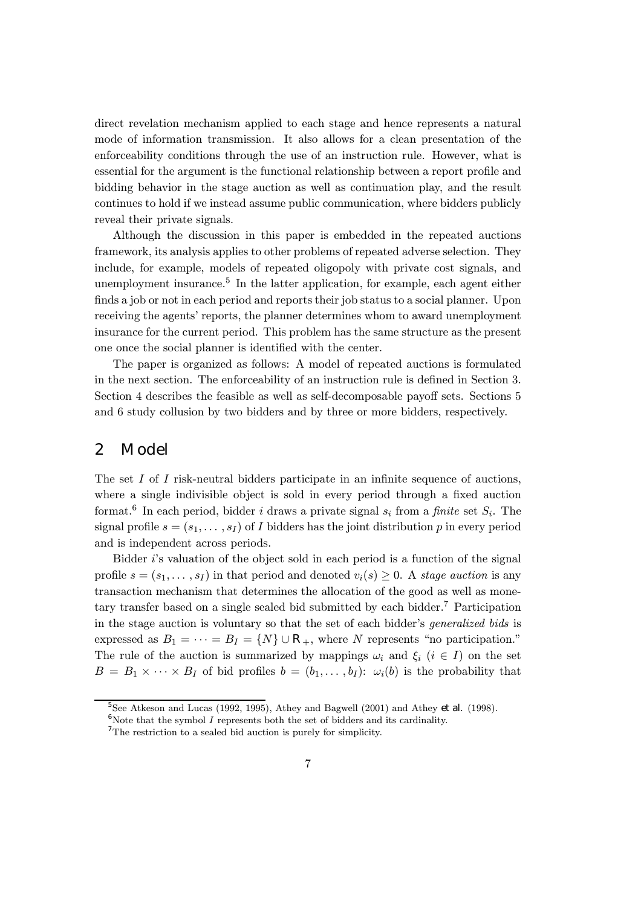direct revelation mechanism applied to each stage and hence represents a natural mode of information transmission. It also allows for a clean presentation of the enforceability conditions through the use of an instruction rule. However, what is essential for the argument is the functional relationship between a report profile and bidding behavior in the stage auction as well as continuation play, and the result continues to hold if we instead assume public communication, where bidders publicly reveal their private signals.

Although the discussion in this paper is embedded in the repeated auctions framework, its analysis applies to other problems of repeated adverse selection. They include, for example, models of repeated oligopoly with private cost signals, and unemployment insurance.[5] In the latter application, for example, each agent either finds a job or not in each period and reports their job status to a social planner. Upon receiving the agents' reports, the planner determines whom to award unemployment insurance for the current period. This problem has the same structure as the present one once the social planner is identified with the center.

The paper is organized as follows: A model of repeated auctions is formulated in the next section. The enforceability of an instruction rule is defined in Section 3. Section 4 describes the feasible as well as self-decomposable payoff sets. Sections 5 and 6 study collusion by two bidders and by three or more bidders, respectively.

## 2 Model

The set $I$ of $I$ risk-neutral bidders participate in an infinite sequence of auctions, where a single indivisible object is sold in every period through a fixed auction format.[6] In each period, bidder $i$ draws a private signal $s_i$ from a *finite* set $S_i$. The signal profile $s = (s_1, \dots, s_I)$ of $I$ bidders has the joint distribution $p$ in every period and is independent across periods.

Bidder $i$'s valuation of the object sold in each period is a function of the signal profile $s = (s_1, \dots, s_I)$ in that period and denoted $v_i(s) \geq 0$. A *stage auction* is any transaction mechanism that determines the allocation of the good as well as monetary transfer based on a single sealed bid submitted by each bidder.[7] Participation in the stage auction is voluntary so that the set of each bidder's *generalized bids* is expressed as $B_1 = \cdots = B_I = \{N\} \cup \mathbb{R}_+$, where $N$ represents "no participation." The rule of the auction is summarized by mappings $\omega_i$ and $\xi_i$ ($i \in I$) on the set $B = B_1 \times \cdots \times B_I$ of bid profiles $b = (b_1, \dots, b_I)$: $\omega_i(b)$ is the probability that

[5] See Atkeson and Lucas (1992, 1995), Athey and Bagwell (2001) and Athey *et al.* (1998).

[6] Note that the symbol $I$ represents both the set of bidders and its cardinality.

[7] The restriction to a sealed bid auction is purely for simplicity.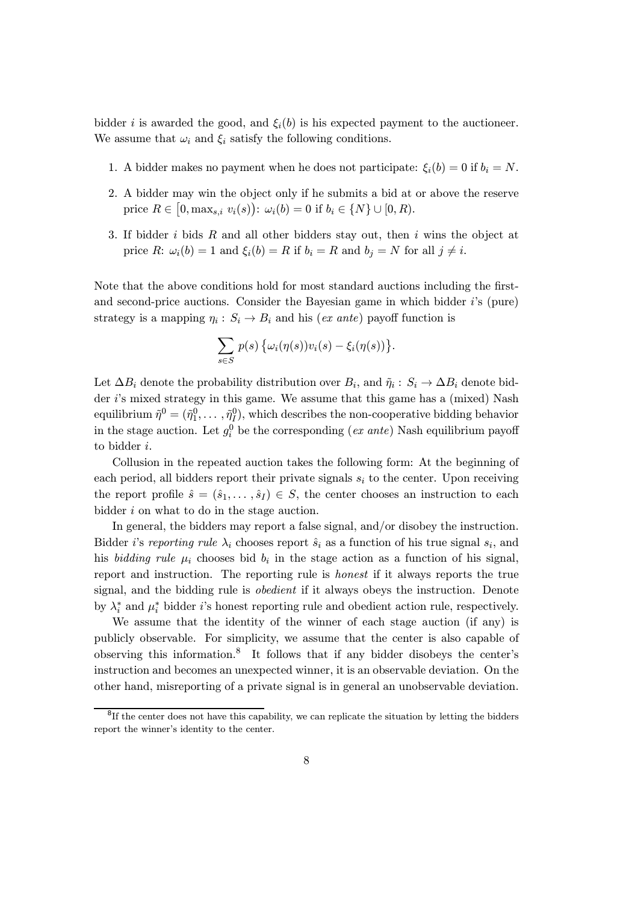bidder $i$ is awarded the good, and $\xi_i(b)$ is his expected payment to the auctioneer. We assume that $\omega_i$ and $\xi_i$ satisfy the following conditions.

1. A bidder makes no payment when he does not participate: $\xi_i(b) = 0$ if $b_i = N$.
2. A bidder may win the object only if he submits a bid at or above the reserve price $R \in [0, \max_{s,i} v_i(s))$: $\omega_i(b) = 0$ if $b_i \in \{N\} \cup [0, R)$.
3. If bidder $i$ bids $R$ and all other bidders stay out, then $i$ wins the object at price $R$: $\omega_i(b) = 1$ and $\xi_i(b) = R$ if $b_i = R$ and $b_j = N$ for all $j \neq i$.

Note that the above conditions hold for most standard auctions including the first- and second-price auctions. Consider the Bayesian game in which bidder $i$'s (pure) strategy is a mapping $\eta_i : S_i \to B_i$ and his (*ex ante*) payoff function is

$$\sum_{s \in S} p(s) \left\{ \omega_i(\eta(s)) v_i(s) - \xi_i(\eta(s)) \right\}.$$

Let $\Delta B_i$ denote the probability distribution over $B_i$, and $\tilde{\eta}_i : S_i \to \Delta B_i$ denote bidder $i$'s mixed strategy in this game. We assume that this game has a (mixed) Nash equilibrium $\tilde{\eta}^0 = (\tilde{\eta}_1^0, \ldots, \tilde{\eta}_I^0)$, which describes the non-cooperative bidding behavior in the stage auction. Let $g_i^0$ be the corresponding (*ex ante*) Nash equilibrium payoff to bidder $i$.

Collusion in the repeated auction takes the following form: At the beginning of each period, all bidders report their private signals $s_i$ to the center. Upon receiving the report profile $\hat{s} = (\hat{s}_1, \ldots, \hat{s}_I) \in S$, the center chooses an instruction to each bidder $i$ on what to do in the stage auction.

In general, the bidders may report a false signal, and/or disobey the instruction. Bidder $i$'s *reporting rule* $\lambda_i$ chooses report $\hat{s}_i$ as a function of his true signal $s_i$, and his *bidding rule* $\mu_i$ chooses bid $b_i$ in the stage action as a function of his signal, report and instruction. The reporting rule is *honest* if it always reports the true signal, and the bidding rule is *obedient* if it always obeys the instruction. Denote by $\lambda_i^*$ and $\mu_i^*$ bidder $i$'s honest reporting rule and obedient action rule, respectively.

We assume that the identity of the winner of each stage auction (if any) is publicly observable. For simplicity, we assume that the center is also capable of observing this information.[8] It follows that if any bidder disobeys the center's instruction and becomes an unexpected winner, it is an observable deviation. On the other hand, misreporting of a private signal is in general an unobservable deviation.

[8] If the center does not have this capability, we can replicate the situation by letting the bidders report the winner's identity to the center.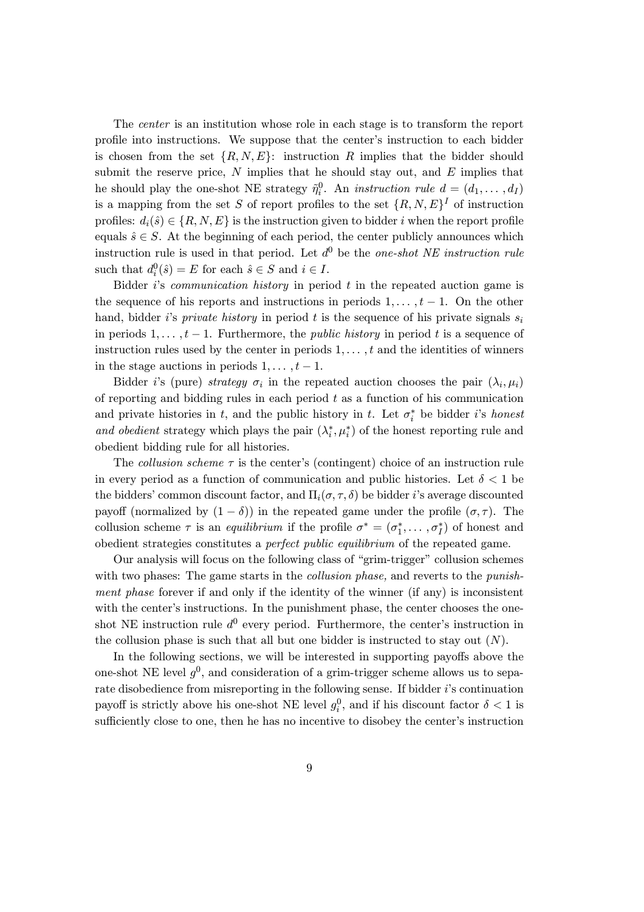The *center* is an institution whose role in each stage is to transform the report profile into instructions. We suppose that the center's instruction to each bidder is chosen from the set $\{R, N, E\}$: instruction $R$ implies that the bidder should submit the reserve price, $N$ implies that he should stay out, and $E$ implies that he should play the one-shot NE strategy $\tilde{\eta}_i^0$. An *instruction rule* $d = (d_1, \ldots, d_I)$ is a mapping from the set $S$ of report profiles to the set $\{R, N, E\}^I$ of instruction profiles: $d_i(\hat{s}) \in \{R, N, E\}$ is the instruction given to bidder $i$ when the report profile equals $\hat{s} \in S$. At the beginning of each period, the center publicly announces which instruction rule is used in that period. Let $d^0$ be the *one-shot NE instruction rule* such that $d_i^0(\hat{s}) = E$ for each $\hat{s} \in S$ and $i \in I$.

Bidder $i$'s *communication history* in period $t$ in the repeated auction game is the sequence of his reports and instructions in periods $1, \ldots, t-1$. On the other hand, bidder $i$'s *private history* in period $t$ is the sequence of his private signals $s_i$ in periods $1, \ldots, t-1$. Furthermore, the *public history* in period $t$ is a sequence of instruction rules used by the center in periods $1, \ldots, t$ and the identities of winners in the stage auctions in periods $1, \ldots, t-1$.

Bidder $i$'s (pure) *strategy* $\sigma_i$ in the repeated auction chooses the pair $(\lambda_i, \mu_i)$ of reporting and bidding rules in each period $t$ as a function of his communication and private histories in $t$, and the public history in $t$. Let $\sigma_i^*$ be bidder $i$'s *honest and obedient* strategy which plays the pair $(\lambda_i^*, \mu_i^*)$ of the honest reporting rule and obedient bidding rule for all histories.

The *collusion scheme* $\tau$ is the center's (contingent) choice of an instruction rule in every period as a function of communication and public histories. Let $\delta < 1$ be the bidders' common discount factor, and $\Pi_i(\sigma, \tau, \delta)$ be bidder $i$'s average discounted payoff (normalized by $(1 - \delta)$) in the repeated game under the profile $(\sigma, \tau)$. The collusion scheme $\tau$ is an *equilibrium* if the profile $\sigma^* = (\sigma_1^*, \ldots, \sigma_I^*)$ of honest and obedient strategies constitutes a *perfect public equilibrium* of the repeated game.

Our analysis will focus on the following class of "grim-trigger" collusion schemes with two phases: The game starts in the *collusion phase,* and reverts to the *punishment phase* forever if and only if the identity of the winner (if any) is inconsistent with the center's instructions. In the punishment phase, the center chooses the one-shot NE instruction rule $d^0$ every period. Furthermore, the center's instruction in the collusion phase is such that all but one bidder is instructed to stay out ($N$).

In the following sections, we will be interested in supporting payoffs above the one-shot NE level $g^0$, and consideration of a grim-trigger scheme allows us to separate disobedience from misreporting in the following sense. If bidder $i$'s continuation payoff is strictly above his one-shot NE level $g_i^0$, and if his discount factor $\delta < 1$ is sufficiently close to one, then he has no incentive to disobey the center's instruction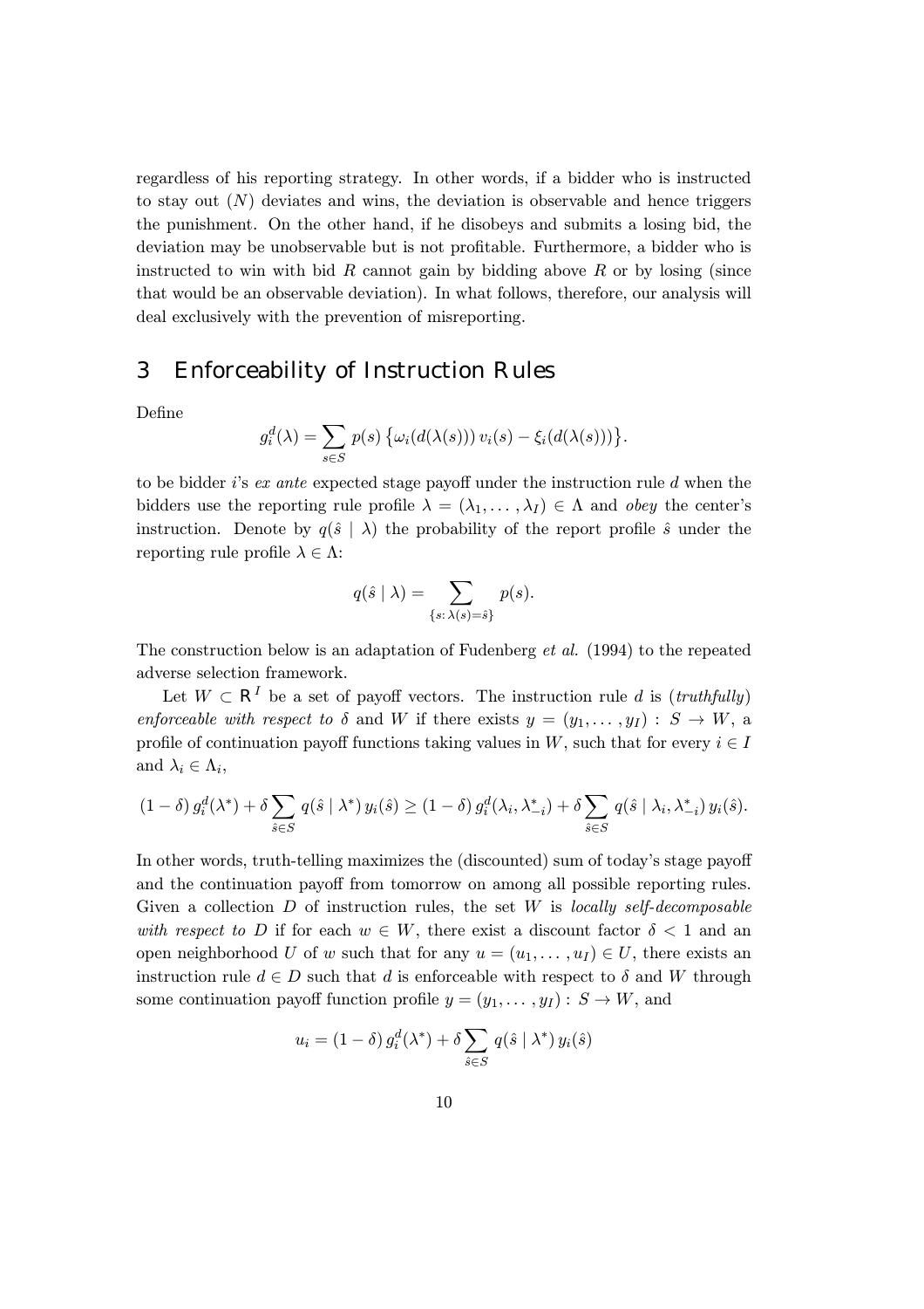regardless of his reporting strategy. In other words, if a bidder who is instructed to stay out ($N$) deviates and wins, the deviation is observable and hence triggers the punishment. On the other hand, if he disobeys and submits a losing bid, the deviation may be unobservable but is not profitable. Furthermore, a bidder who is instructed to win with bid $R$ cannot gain by bidding above $R$ or by losing (since that would be an observable deviation). In what follows, therefore, our analysis will deal exclusively with the prevention of misreporting.

## 3 Enforceability of Instruction Rules

Define

$$g_i^d(\lambda) = \sum_{s \in S} p(s) \left\{ \omega_i(d(\lambda(s)))\, v_i(s) - \xi_i(d(\lambda(s))) \right\}.$$

to be bidder $i$'s *ex ante* expected stage payoff under the instruction rule $d$ when the bidders use the reporting rule profile $\lambda = (\lambda_1, \dots, \lambda_I) \in \Lambda$ and *obey* the center's instruction. Denote by $q(\hat{s} \mid \lambda)$ the probability of the report profile $\hat{s}$ under the reporting rule profile $\lambda \in \Lambda$:

$$q(\hat{s} \mid \lambda) = \sum_{\{s \colon \lambda(s) = \hat{s}\}} p(s).$$

The construction below is an adaptation of Fudenberg *et al.* (1994) to the repeated adverse selection framework.

Let $W \subset \mathbf{R}^I$ be a set of payoff vectors. The instruction rule $d$ is (*truthfully*) *enforceable with respect to* $\delta$ and $W$ if there exists $y = (y_1, \dots, y_I) : S \to W$, a profile of continuation payoff functions taking values in $W$, such that for every $i \in I$ and $\lambda_i \in \Lambda_i$,

$$(1-\delta)\, g_i^d(\lambda^*) + \delta \sum_{\hat{s} \in S} q(\hat{s} \mid \lambda^*)\, y_i(\hat{s}) \geq (1-\delta)\, g_i^d(\lambda_i, \lambda_{-i}^*) + \delta \sum_{\hat{s} \in S} q(\hat{s} \mid \lambda_i, \lambda_{-i}^*)\, y_i(\hat{s}).$$

In other words, truth-telling maximizes the (discounted) sum of today's stage payoff and the continuation payoff from tomorrow on among all possible reporting rules. Given a collection $D$ of instruction rules, the set $W$ is *locally self-decomposable with respect to* $D$ if for each $w \in W$, there exist a discount factor $\delta < 1$ and an open neighborhood $U$ of $w$ such that for any $u = (u_1, \dots, u_I) \in U$, there exists an instruction rule $d \in D$ such that $d$ is enforceable with respect to $\delta$ and $W$ through some continuation payoff function profile $y = (y_1, \dots, y_I) : S \to W$, and

$$u_i = (1-\delta)\, g_i^d(\lambda^*) + \delta \sum_{\hat{s} \in S} q(\hat{s} \mid \lambda^*)\, y_i(\hat{s})$$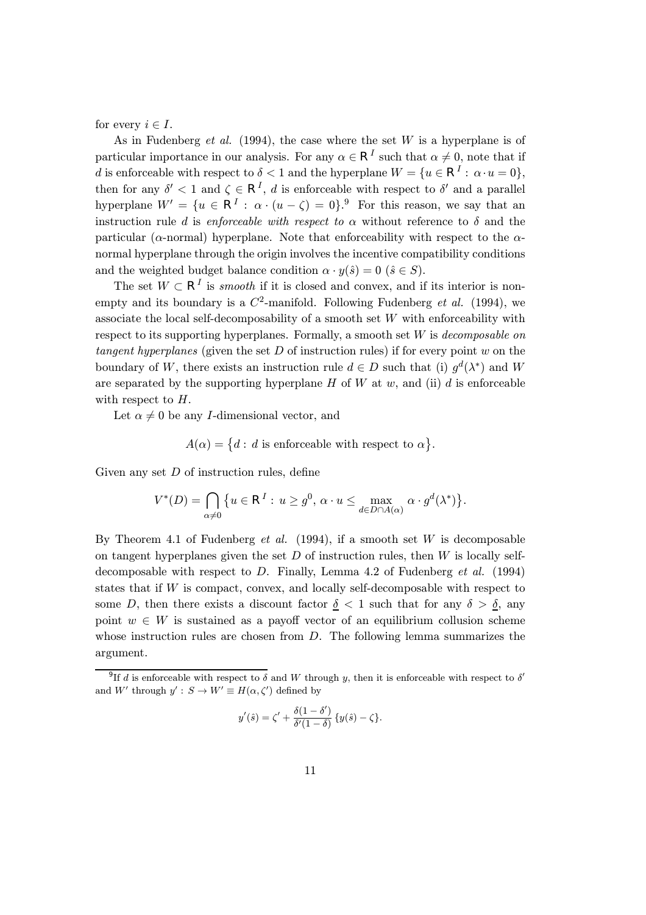for every $i \in I$.

As in Fudenberg *et al.* (1994), the case where the set $W$ is a hyperplane is of particular importance in our analysis. For any $\alpha \in \mathsf{R}^I$ such that $\alpha \neq 0$, note that if $d$ is enforceable with respect to $\delta < 1$ and the hyperplane $W = \{u \in \mathsf{R}^I : \alpha \cdot u = 0\}$, then for any $\delta' < 1$ and $\zeta \in \mathsf{R}^I$, $d$ is enforceable with respect to $\delta'$ and a parallel hyperplane $W' = \{u \in \mathsf{R}^I : \alpha \cdot (u - \zeta) = 0\}$.[9] For this reason, we say that an instruction rule $d$ is *enforceable with respect to* $\alpha$ without reference to $\delta$ and the particular ($\alpha$-normal) hyperplane. Note that enforceability with respect to the $\alpha$-normal hyperplane through the origin involves the incentive compatibility conditions and the weighted budget balance condition $\alpha \cdot y(\hat{s}) = 0$ ($\hat{s} \in S$).

The set $W \subset \mathsf{R}^I$ is *smooth* if it is closed and convex, and if its interior is nonempty and its boundary is a $C^2$-manifold. Following Fudenberg *et al.* (1994), we associate the local self-decomposability of a smooth set $W$ with enforceability with respect to its supporting hyperplanes. Formally, a smooth set $W$ is *decomposable on tangent hyperplanes* (given the set $D$ of instruction rules) if for every point $w$ on the boundary of $W$, there exists an instruction rule $d \in D$ such that (i) $g^d(\lambda^*)$ and $W$ are separated by the supporting hyperplane $H$ of $W$ at $w$, and (ii) $d$ is enforceable with respect to $H$.

Let $\alpha \neq 0$ be any $I$-dimensional vector, and

$$A(\alpha) = \{d : d \text{ is enforceable with respect to } \alpha\}.$$

Given any set $D$ of instruction rules, define

$$V^*(D) = \bigcap_{\alpha \neq 0} \{u \in \mathsf{R}^I : u \geq g^0, \, \alpha \cdot u \leq \max_{d \in D \cap A(\alpha)} \alpha \cdot g^d(\lambda^*)\}.$$

By Theorem 4.1 of Fudenberg *et al.* (1994), if a smooth set $W$ is decomposable on tangent hyperplanes given the set $D$ of instruction rules, then $W$ is locally self-decomposable with respect to $D$. Finally, Lemma 4.2 of Fudenberg *et al.* (1994) states that if $W$ is compact, convex, and locally self-decomposable with respect to some $D$, then there exists a discount factor $\underline{\delta} < 1$ such that for any $\delta > \underline{\delta}$, any point $w \in W$ is sustained as a payoff vector of an equilibrium collusion scheme whose instruction rules are chosen from $D$. The following lemma summarizes the argument.

---

[9] If $d$ is enforceable with respect to $\delta$ and $W$ through $y$, then it is enforceable with respect to $\delta'$ and $W'$ through $y' : S \to W' \equiv H(\alpha, \zeta')$ defined by

$$y'(\hat{s}) = \zeta' + \frac{\delta(1 - \delta')}{\delta'(1 - \delta)} \{y(\hat{s}) - \zeta\}.$$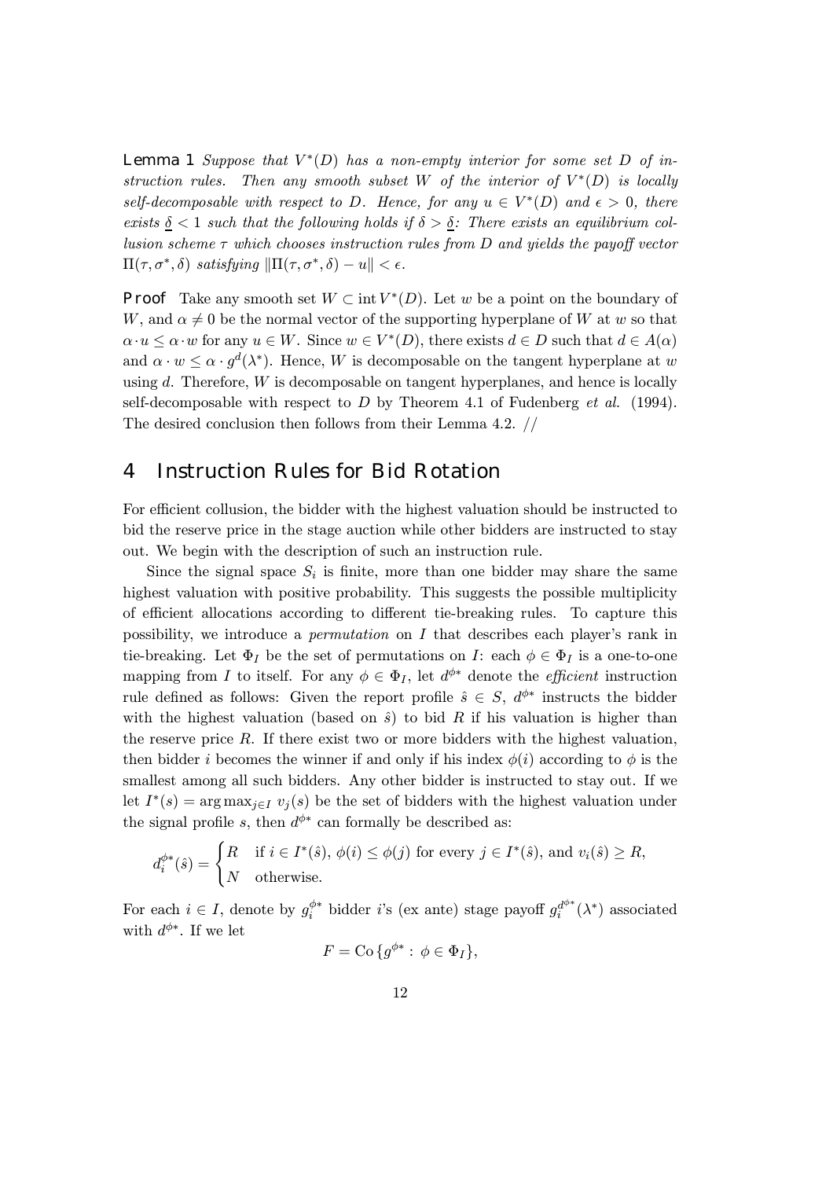**Lemma 1** *Suppose that $V^*(D)$ has a non-empty interior for some set $D$ of instruction rules. Then any smooth subset $W$ of the interior of $V^*(D)$ is locally self-decomposable with respect to $D$. Hence, for any $u \in V^*(D)$ and $\epsilon > 0$, there exists $\underline{\delta} < 1$ such that the following holds if $\delta > \underline{\delta}$: There exists an equilibrium collusion scheme $\tau$ which chooses instruction rules from $D$ and yields the payoff vector $\Pi(\tau, \sigma^*, \delta)$ satisfying $\|\Pi(\tau, \sigma^*, \delta) - u\| < \epsilon$.*

**Proof** Take any smooth set $W \subset \operatorname{int} V^*(D)$. Let $w$ be a point on the boundary of $W$, and $\alpha \neq 0$ be the normal vector of the supporting hyperplane of $W$ at $w$ so that $\alpha \cdot u \leq \alpha \cdot w$ for any $u \in W$. Since $w \in V^*(D)$, there exists $d \in D$ such that $d \in A(\alpha)$ and $\alpha \cdot w \leq \alpha \cdot g^d(\lambda^*)$. Hence, $W$ is decomposable on the tangent hyperplane at $w$ using $d$. Therefore, $W$ is decomposable on tangent hyperplanes, and hence is locally self-decomposable with respect to $D$ by Theorem 4.1 of Fudenberg *et al.* (1994). The desired conclusion then follows from their Lemma 4.2. //

# 4 Instruction Rules for Bid Rotation

For efficient collusion, the bidder with the highest valuation should be instructed to bid the reserve price in the stage auction while other bidders are instructed to stay out. We begin with the description of such an instruction rule.

Since the signal space $S_i$ is finite, more than one bidder may share the same highest valuation with positive probability. This suggests the possible multiplicity of efficient allocations according to different tie-breaking rules. To capture this possibility, we introduce a *permutation* on $I$ that describes each player's rank in tie-breaking. Let $\Phi_I$ be the set of permutations on $I$: each $\phi \in \Phi_I$ is a one-to-one mapping from $I$ to itself. For any $\phi \in \Phi_I$, let $d^{\phi*}$ denote the *efficient* instruction rule defined as follows: Given the report profile $\hat{s} \in S$, $d^{\phi*}$ instructs the bidder with the highest valuation (based on $\hat{s}$) to bid $R$ if his valuation is higher than the reserve price $R$. If there exist two or more bidders with the highest valuation, then bidder $i$ becomes the winner if and only if his index $\phi(i)$ according to $\phi$ is the smallest among all such bidders. Any other bidder is instructed to stay out. If we let $I^*(s) = \arg\max_{j \in I} v_j(s)$ be the set of bidders with the highest valuation under the signal profile $s$, then $d^{\phi*}$ can formally be described as:

$$d_i^{\phi*}(\hat{s}) = \begin{cases} R & \text{if } i \in I^*(\hat{s}),\ \phi(i) \leq \phi(j) \text{ for every } j \in I^*(\hat{s}), \text{ and } v_i(\hat{s}) \geq R, \\ N & \text{otherwise.} \end{cases}$$

For each $i \in I$, denote by $g_i^{\phi*}$ bidder $i$'s (ex ante) stage payoff $g_i^{d^{\phi*}}(\lambda^*)$ associated with $d^{\phi*}$. If we let

$$F = \operatorname{Co}\{g^{\phi*} : \phi \in \Phi_I\},$$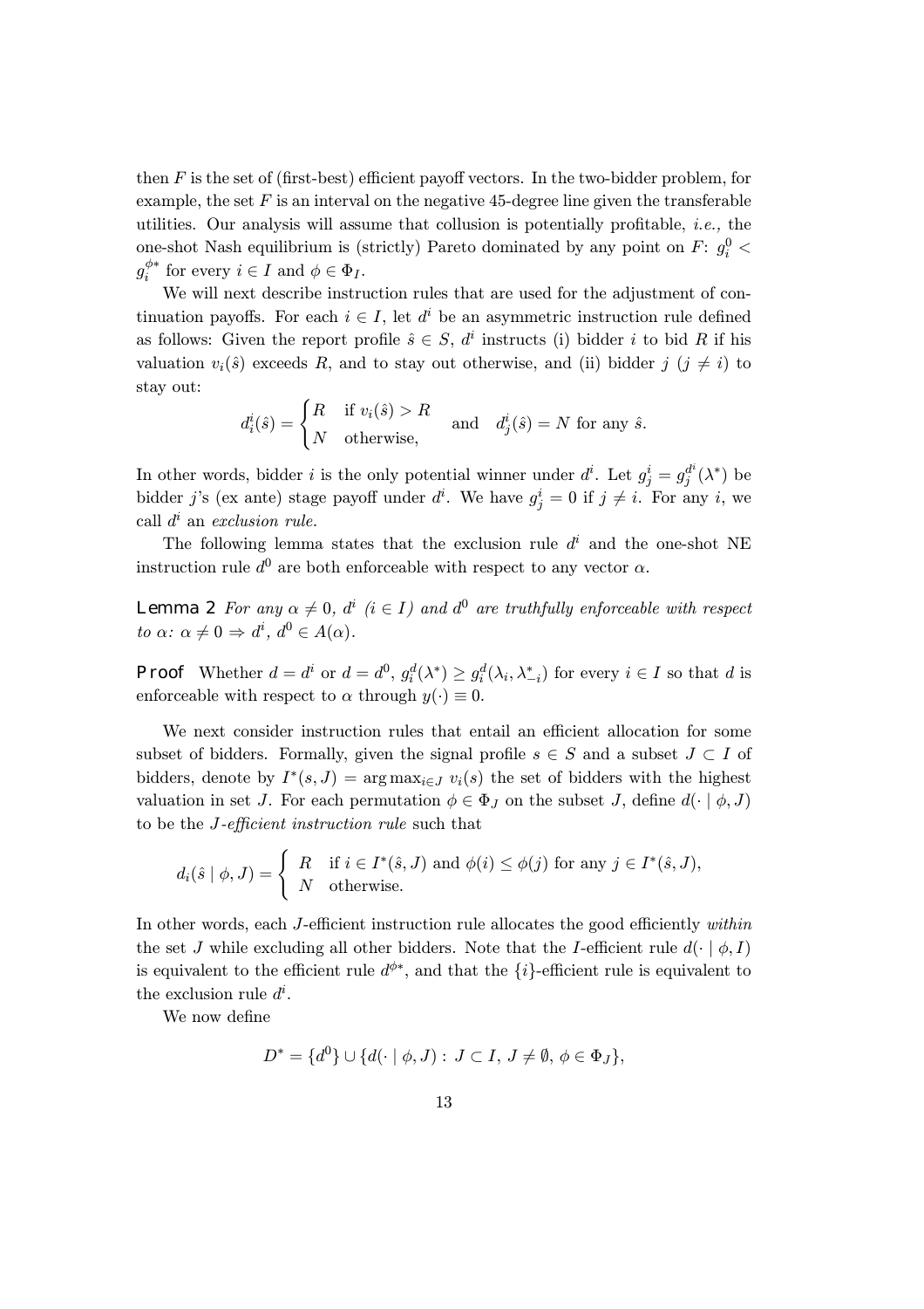then $F$ is the set of (first-best) efficient payoff vectors. In the two-bidder problem, for example, the set $F$ is an interval on the negative 45-degree line given the transferable utilities. Our analysis will assume that collusion is potentially profitable, *i.e.,* the one-shot Nash equilibrium is (strictly) Pareto dominated by any point on $F$: $g_i^0 < g_i^{\phi *}$ for every $i \in I$ and $\phi \in \Phi_I$.

We will next describe instruction rules that are used for the adjustment of continuation payoffs. For each $i \in I$, let $d^i$ be an asymmetric instruction rule defined as follows: Given the report profile $\hat{s} \in S$, $d^i$ instructs (i) bidder $i$ to bid $R$ if his valuation $v_i(\hat{s})$ exceeds $R$, and to stay out otherwise, and (ii) bidder $j$ ($j \neq i$) to stay out:

$$d_i^i(\hat{s}) = \begin{cases} R & \text{if } v_i(\hat{s}) > R \\ N & \text{otherwise,} \end{cases} \quad \text{and} \quad d_j^i(\hat{s}) = N \text{ for any } \hat{s}.$$

In other words, bidder $i$ is the only potential winner under $d^i$. Let $g_j^i = g_j^{d^i}(\lambda^*)$ be bidder $j$'s (ex ante) stage payoff under $d^i$. We have $g_j^i = 0$ if $j \neq i$. For any $i$, we call $d^i$ an *exclusion rule.*

The following lemma states that the exclusion rule $d^i$ and the one-shot NE instruction rule $d^0$ are both enforceable with respect to any vector $\alpha$.

**Lemma 2** *For any $\alpha \neq 0$, $d^i$ ($i \in I$) and $d^0$ are truthfully enforceable with respect to $\alpha$: $\alpha \neq 0 \Rightarrow d^i$, $d^0 \in A(\alpha)$.*

**Proof** Whether $d = d^i$ or $d = d^0$, $g_i^d(\lambda^*) \geq g_i^d(\lambda_i, \lambda_{-i}^*)$ for every $i \in I$ so that $d$ is enforceable with respect to $\alpha$ through $y(\cdot) \equiv 0$.

We next consider instruction rules that entail an efficient allocation for some subset of bidders. Formally, given the signal profile $s \in S$ and a subset $J \subset I$ of bidders, denote by $I^*(s, J) = \arg\max_{i \in J} v_i(s)$ the set of bidders with the highest valuation in set $J$. For each permutation $\phi \in \Phi_J$ on the subset $J$, define $d(\cdot \mid \phi, J)$ to be the *$J$-efficient instruction rule* such that

$$d_i(\hat{s} \mid \phi, J) = \begin{cases} R & \text{if } i \in I^*(\hat{s}, J) \text{ and } \phi(i) \leq \phi(j) \text{ for any } j \in I^*(\hat{s}, J), \\ N & \text{otherwise.} \end{cases}$$

In other words, each $J$-efficient instruction rule allocates the good efficiently *within* the set $J$ while excluding all other bidders. Note that the $I$-efficient rule $d(\cdot \mid \phi, I)$ is equivalent to the efficient rule $d^{\phi *}$, and that the $\{i\}$-efficient rule is equivalent to the exclusion rule $d^i$.

We now define

$$D^* = \{d^0\} \cup \{d(\cdot \mid \phi, J) : J \subset I, J \neq \emptyset, \phi \in \Phi_J\},$$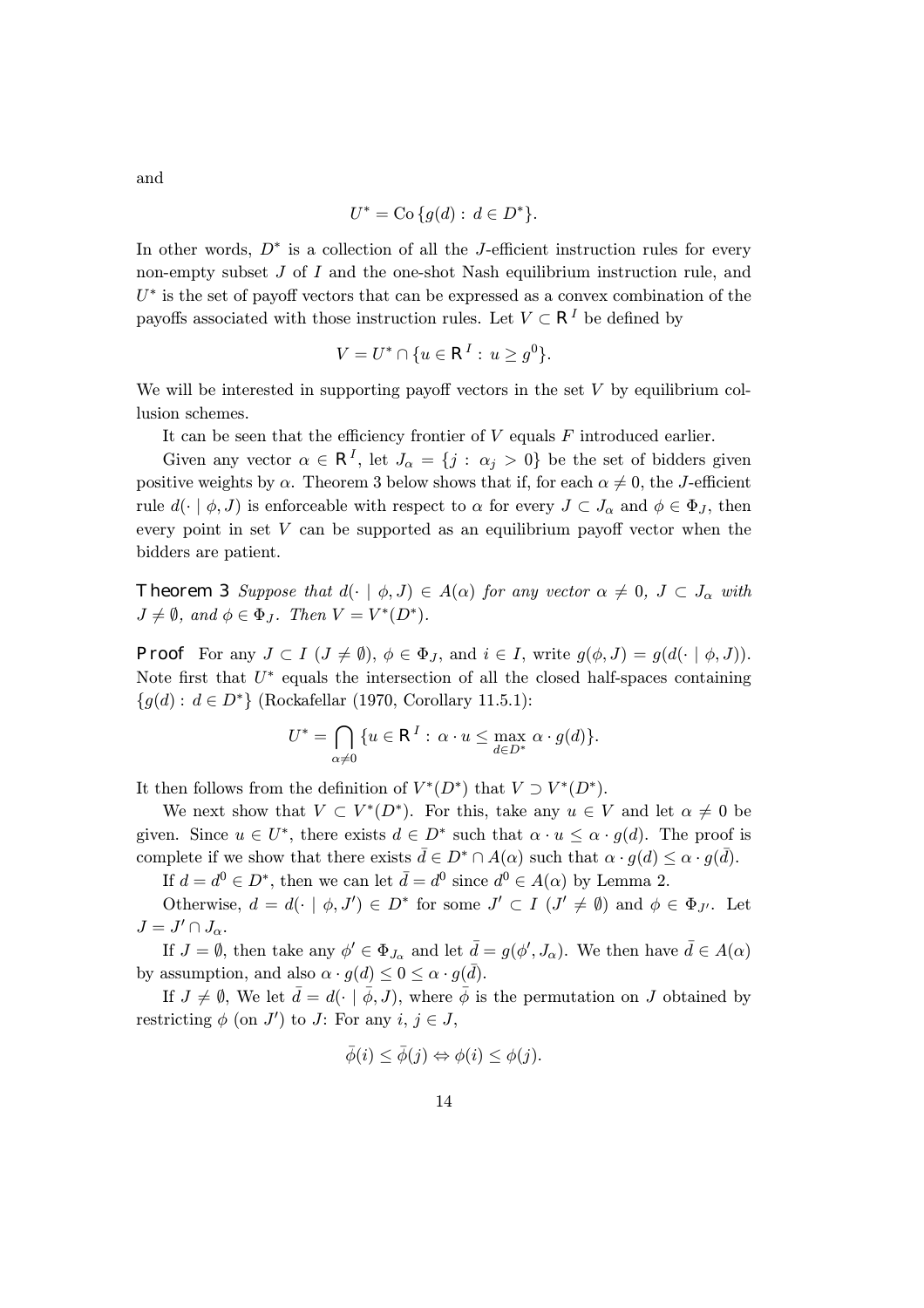and

$$U^* = \text{Co}\,\{g(d) : \, d \in D^*\}.$$

In other words, $D^*$ is a collection of all the $J$-efficient instruction rules for every non-empty subset $J$ of $I$ and the one-shot Nash equilibrium instruction rule, and $U^*$ is the set of payoff vectors that can be expressed as a convex combination of the payoffs associated with those instruction rules. Let $V \subset \mathbf{R}^I$ be defined by

$$V = U^* \cap \{u \in \mathbf{R}^I : \, u \geq g^0\}.$$

We will be interested in supporting payoff vectors in the set $V$ by equilibrium collusion schemes.

It can be seen that the efficiency frontier of $V$ equals $F$ introduced earlier.

Given any vector $\alpha \in \mathbf{R}^I$, let $J_\alpha = \{j : \, \alpha_j > 0\}$ be the set of bidders given positive weights by $\alpha$. Theorem 3 below shows that if, for each $\alpha \neq 0$, the $J$-efficient rule $d(\cdot \mid \phi, J)$ is enforceable with respect to $\alpha$ for every $J \subset J_\alpha$ and $\phi \in \Phi_J$, then every point in set $V$ can be supported as an equilibrium payoff vector when the bidders are patient.

**Theorem 3** *Suppose that $d(\cdot \mid \phi, J) \in A(\alpha)$ for any vector $\alpha \neq 0$, $J \subset J_\alpha$ with $J \neq \emptyset$, and $\phi \in \Phi_J$. Then $V = V^*(D^*)$.*

**Proof** For any $J \subset I$ ($J \neq \emptyset$), $\phi \in \Phi_J$, and $i \in I$, write $g(\phi, J) = g(d(\cdot \mid \phi, J))$. Note first that $U^*$ equals the intersection of all the closed half-spaces containing $\{g(d) : \, d \in D^*\}$ (Rockafellar (1970, Corollary 11.5.1):

$$U^* = \bigcap_{\alpha \neq 0} \{u \in \mathbf{R}^I : \, \alpha \cdot u \leq \max_{d \in D^*} \alpha \cdot g(d)\}.$$

It then follows from the definition of $V^*(D^*)$ that $V \supset V^*(D^*)$.

We next show that $V \subset V^*(D^*)$. For this, take any $u \in V$ and let $\alpha \neq 0$ be given. Since $u \in U^*$, there exists $d \in D^*$ such that $\alpha \cdot u \leq \alpha \cdot g(d)$. The proof is complete if we show that there exists $\bar{d} \in D^* \cap A(\alpha)$ such that $\alpha \cdot g(d) \leq \alpha \cdot g(\bar{d})$.

If $d = d^0 \in D^*$, then we can let $\bar{d} = d^0$ since $d^0 \in A(\alpha)$ by Lemma 2.

Otherwise, $d = d(\cdot \mid \phi, J') \in D^*$ for some $J' \subset I$ ($J' \neq \emptyset$) and $\phi \in \Phi_{J'}$. Let $J = J' \cap J_\alpha$.

If $J = \emptyset$, then take any $\phi' \in \Phi_{J_\alpha}$ and let $\bar{d} = g(\phi', J_\alpha)$. We then have $\bar{d} \in A(\alpha)$ by assumption, and also $\alpha \cdot g(d) \leq 0 \leq \alpha \cdot g(\bar{d})$.

If $J \neq \emptyset$, We let $\bar{d} = d(\cdot \mid \bar{\phi}, J)$, where $\bar{\phi}$ is the permutation on $J$ obtained by restricting $\phi$ (on $J'$) to $J$: For any $i, j \in J$,

$$\bar{\phi}(i) \leq \bar{\phi}(j) \Leftrightarrow \phi(i) \leq \phi(j).$$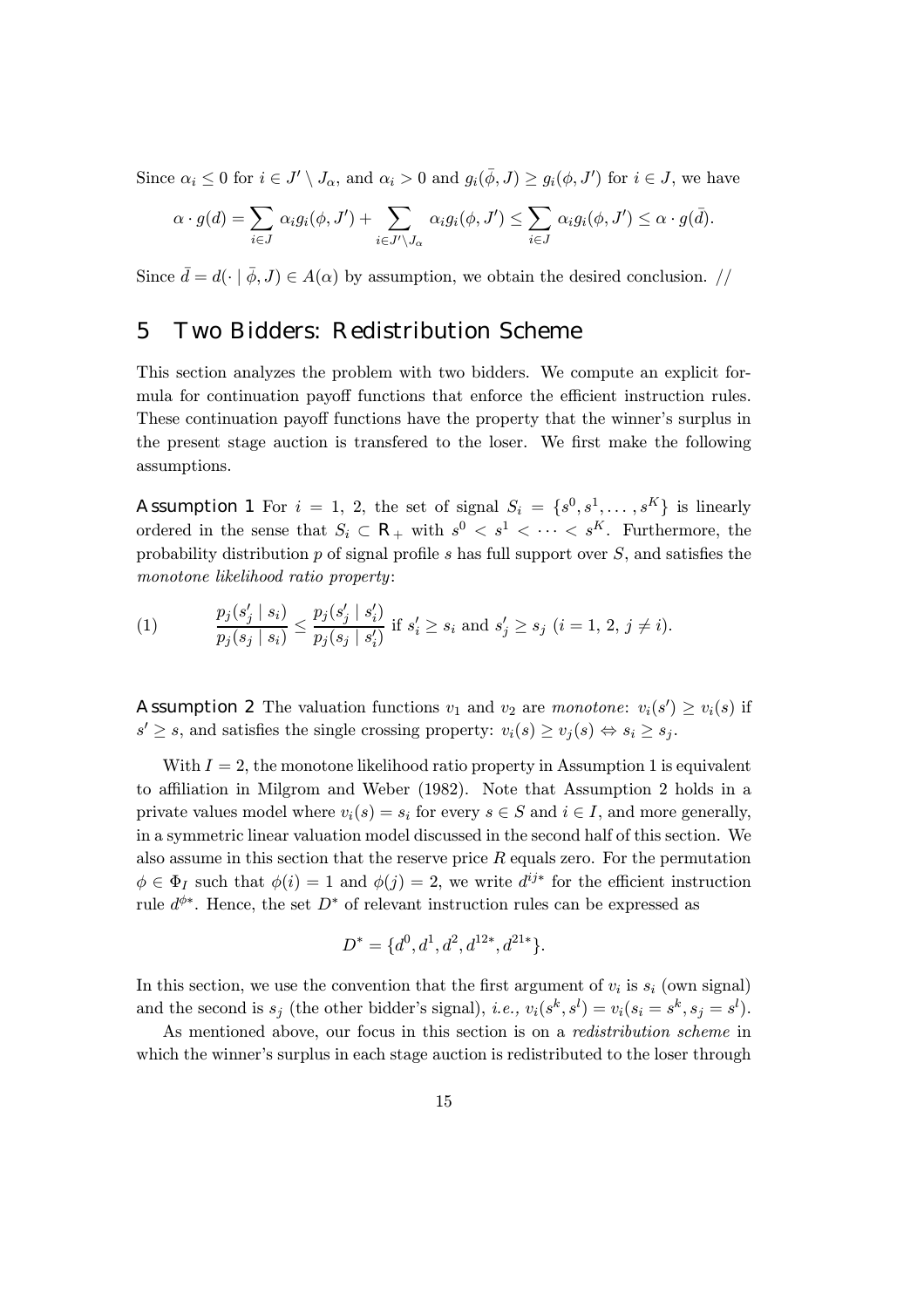Since $\alpha_i \leq 0$ for $i \in J' \setminus J_\alpha$, and $\alpha_i > 0$ and $g_i(\bar{\phi}, J) \geq g_i(\phi, J')$ for $i \in J$, we have

$$\alpha \cdot g(d) = \sum_{i \in J} \alpha_i g_i(\phi, J') + \sum_{i \in J' \setminus J_\alpha} \alpha_i g_i(\phi, J') \leq \sum_{i \in J} \alpha_i g_i(\phi, J') \leq \alpha \cdot g(\bar{d}).$$

Since $\bar{d} = d(\cdot \mid \bar{\phi}, J) \in A(\alpha)$ by assumption, we obtain the desired conclusion. //

# 5 Two Bidders: Redistribution Scheme

This section analyzes the problem with two bidders. We compute an explicit formula for continuation payoff functions that enforce the efficient instruction rules. These continuation payoff functions have the property that the winner's surplus in the present stage auction is transfered to the loser. We first make the following assumptions.

**Assumption 1** For $i = 1, 2$, the set of signal $S_i = \{s^0, s^1, \ldots, s^K\}$ is linearly ordered in the sense that $S_i \subset \mathbf{R}_+$ with $s^0 < s^1 < \cdots < s^K$. Furthermore, the probability distribution $p$ of signal profile $s$ has full support over $S$, and satisfies the *monotone likelihood ratio property*:

$$(1) \qquad \frac{p_j(s_j' \mid s_i)}{p_j(s_j \mid s_i)} \leq \frac{p_j(s_j' \mid s_i')}{p_j(s_j \mid s_i')} \text{ if } s_i' \geq s_i \text{ and } s_j' \geq s_j \ (i = 1, 2, j \neq i).$$

**Assumption 2** The valuation functions $v_1$ and $v_2$ are *monotone*: $v_i(s') \geq v_i(s)$ if $s' \geq s$, and satisfies the single crossing property: $v_i(s) \geq v_j(s) \Leftrightarrow s_i \geq s_j$.

With $I = 2$, the monotone likelihood ratio property in Assumption 1 is equivalent to affiliation in Milgrom and Weber (1982). Note that Assumption 2 holds in a private values model where $v_i(s) = s_i$ for every $s \in S$ and $i \in I$, and more generally, in a symmetric linear valuation model discussed in the second half of this section. We also assume in this section that the reserve price $R$ equals zero. For the permutation $\phi \in \Phi_I$ such that $\phi(i) = 1$ and $\phi(j) = 2$, we write $d^{ij*}$ for the efficient instruction rule $d^{\phi *}$. Hence, the set $D^*$ of relevant instruction rules can be expressed as

$$D^* = \{d^0, d^1, d^2, d^{12*}, d^{21*}\}.$$

In this section, we use the convention that the first argument of $v_i$ is $s_i$ (own signal) and the second is $s_j$ (the other bidder's signal), *i.e.*, $v_i(s^k, s^l) = v_i(s_i = s^k, s_j = s^l)$.

As mentioned above, our focus in this section is on a *redistribution scheme* in which the winner's surplus in each stage auction is redistributed to the loser through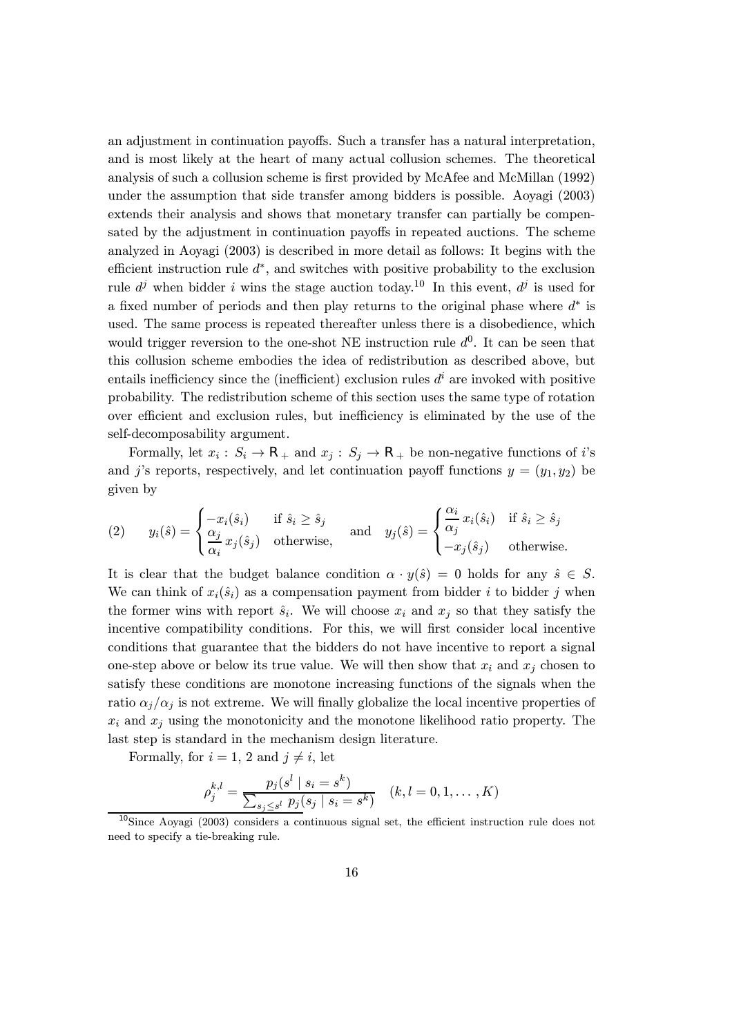an adjustment in continuation payoffs. Such a transfer has a natural interpretation, and is most likely at the heart of many actual collusion schemes. The theoretical analysis of such a collusion scheme is first provided by McAfee and McMillan (1992) under the assumption that side transfer among bidders is possible. Aoyagi (2003) extends their analysis and shows that monetary transfer can partially be compensated by the adjustment in continuation payoffs in repeated auctions. The scheme analyzed in Aoyagi (2003) is described in more detail as follows: It begins with the efficient instruction rule $d^*$, and switches with positive probability to the exclusion rule $d^j$ when bidder $i$ wins the stage auction today.[10] In this event, $d^j$ is used for a fixed number of periods and then play returns to the original phase where $d^*$ is used. The same process is repeated thereafter unless there is a disobedience, which would trigger reversion to the one-shot NE instruction rule $d^0$. It can be seen that this collusion scheme embodies the idea of redistribution as described above, but entails inefficiency since the (inefficient) exclusion rules $d^i$ are invoked with positive probability. The redistribution scheme of this section uses the same type of rotation over efficient and exclusion rules, but inefficiency is eliminated by the use of the self-decomposability argument.

Formally, let $x_i : S_i \to \mathsf{R}_+$ and $x_j : S_j \to \mathsf{R}_+$ be non-negative functions of $i$'s and $j$'s reports, respectively, and let continuation payoff functions $y = (y_1, y_2)$ be given by

$$
(2) \qquad y_i(\hat{s}) = \begin{cases} -x_i(\hat{s}_i) & \text{if } \hat{s}_i \geq \hat{s}_j \\ \dfrac{\alpha_j}{\alpha_i}\, x_j(\hat{s}_j) & \text{otherwise,} \end{cases} \quad \text{and} \quad y_j(\hat{s}) = \begin{cases} \dfrac{\alpha_i}{\alpha_j}\, x_i(\hat{s}_i) & \text{if } \hat{s}_i \geq \hat{s}_j \\ -x_j(\hat{s}_j) & \text{otherwise.} \end{cases}
$$

It is clear that the budget balance condition $\alpha \cdot y(\hat{s}) = 0$ holds for any $\hat{s} \in S$. We can think of $x_i(\hat{s}_i)$ as a compensation payment from bidder $i$ to bidder $j$ when the former wins with report $\hat{s}_i$. We will choose $x_i$ and $x_j$ so that they satisfy the incentive compatibility conditions. For this, we will first consider local incentive conditions that guarantee that the bidders do not have incentive to report a signal one-step above or below its true value. We will then show that $x_i$ and $x_j$ chosen to satisfy these conditions are monotone increasing functions of the signals when the ratio $\alpha_j/\alpha_j$ is not extreme. We will finally globalize the local incentive properties of $x_i$ and $x_j$ using the monotonicity and the monotone likelihood ratio property. The last step is standard in the mechanism design literature.

Formally, for $i = 1, 2$ and $j \neq i$, let

$$
\rho_j^{k,l} = \frac{p_j(s^l \mid s_i = s^k)}{\sum_{s_j \leq s^l} p_j(s_j \mid s_i = s^k)} \quad (k, l = 0, 1, \ldots, K)
$$

[10] Since Aoyagi (2003) considers a continuous signal set, the efficient instruction rule does not need to specify a tie-breaking rule.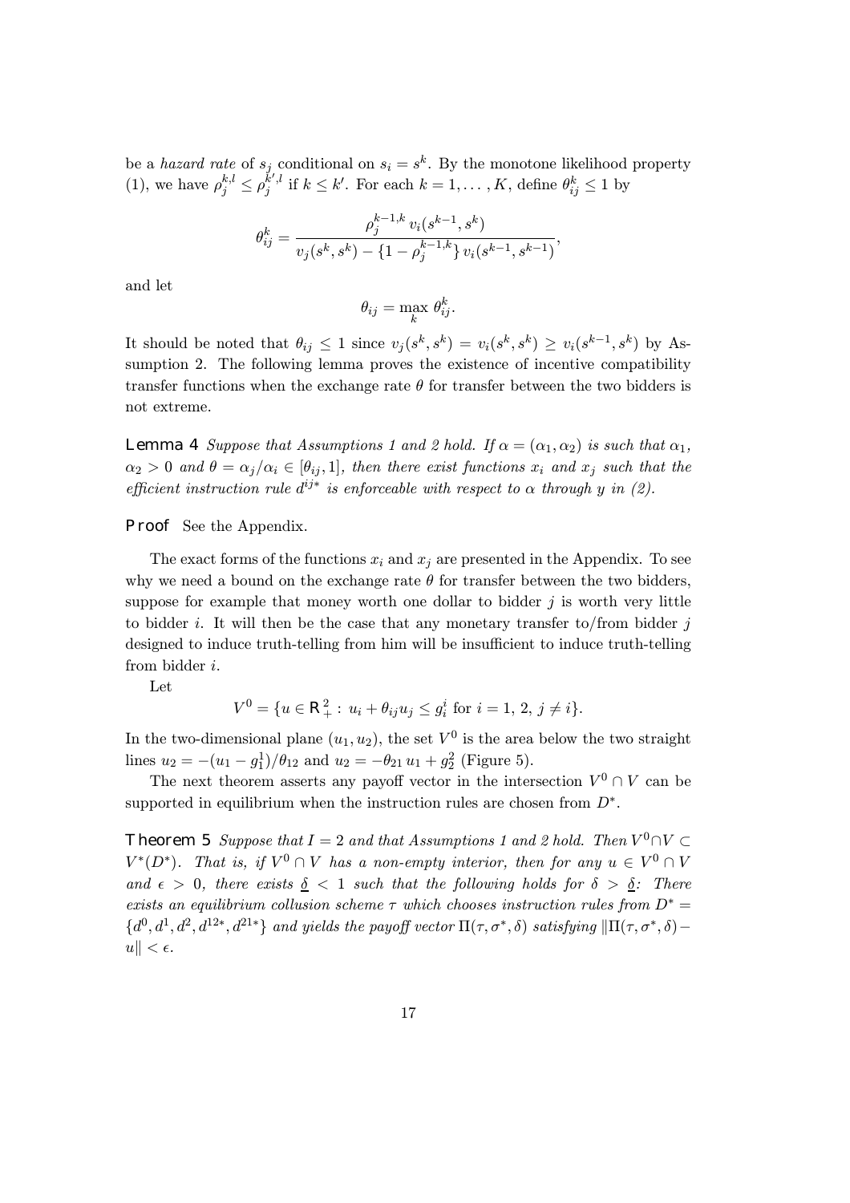be a *hazard rate* of $s_j$ conditional on $s_i = s^k$. By the monotone likelihood property (1), we have $\rho_j^{k,l} \leq \rho_j^{k',l}$ if $k \leq k'$. For each $k = 1, \ldots, K$, define $\theta_{ij}^k \leq 1$ by

$$\theta_{ij}^k = \frac{\rho_j^{k-1,k}\, v_i(s^{k-1}, s^k)}{v_j(s^k, s^k) - \{1 - \rho_j^{k-1,k}\}\, v_i(s^{k-1}, s^{k-1})},$$

and let

$$\theta_{ij} = \max_k \theta_{ij}^k.$$

It should be noted that $\theta_{ij} \leq 1$ since $v_j(s^k, s^k) = v_i(s^k, s^k) \geq v_i(s^{k-1}, s^k)$ by Assumption 2. The following lemma proves the existence of incentive compatibility transfer functions when the exchange rate $\theta$ for transfer between the two bidders is not extreme.

**Lemma 4** *Suppose that Assumptions 1 and 2 hold. If $\alpha = (\alpha_1, \alpha_2)$ is such that $\alpha_1$, $\alpha_2 > 0$ and $\theta = \alpha_j/\alpha_i \in [\theta_{ij}, 1]$, then there exist functions $x_i$ and $x_j$ such that the efficient instruction rule $d^{ij*}$ is enforceable with respect to $\alpha$ through $y$ in (2).*

**Proof** See the Appendix.

The exact forms of the functions $x_i$ and $x_j$ are presented in the Appendix. To see why we need a bound on the exchange rate $\theta$ for transfer between the two bidders, suppose for example that money worth one dollar to bidder $j$ is worth very little to bidder $i$. It will then be the case that any monetary transfer to/from bidder $j$ designed to induce truth-telling from him will be insufficient to induce truth-telling from bidder $i$.

Let

$$V^0 = \{u \in \mathbf{R}_+^2 : u_i + \theta_{ij} u_j \leq g_i^i \text{ for } i = 1, 2, j \neq i\}.$$

In the two-dimensional plane $(u_1, u_2)$, the set $V^0$ is the area below the two straight lines $u_2 = -(u_1 - g_1^1)/\theta_{12}$ and $u_2 = -\theta_{21}\, u_1 + g_2^2$ (Figure 5).

The next theorem asserts any payoff vector in the intersection $V^0 \cap V$ can be supported in equilibrium when the instruction rules are chosen from $D^*$.

**Theorem 5** *Suppose that $I = 2$ and that Assumptions 1 and 2 hold. Then $V^0 \cap V \subset V^*(D^*)$. That is, if $V^0 \cap V$ has a non-empty interior, then for any $u \in V^0 \cap V$ and $\epsilon > 0$, there exists $\underline{\delta} < 1$ such that the following holds for $\delta > \underline{\delta}$: There exists an equilibrium collusion scheme $\tau$ which chooses instruction rules from $D^* = \{d^0, d^1, d^2, d^{12*}, d^{21*}\}$ and yields the payoff vector $\Pi(\tau, \sigma^*, \delta)$ satisfying $\|\Pi(\tau, \sigma^*, \delta) - u\| < \epsilon$.*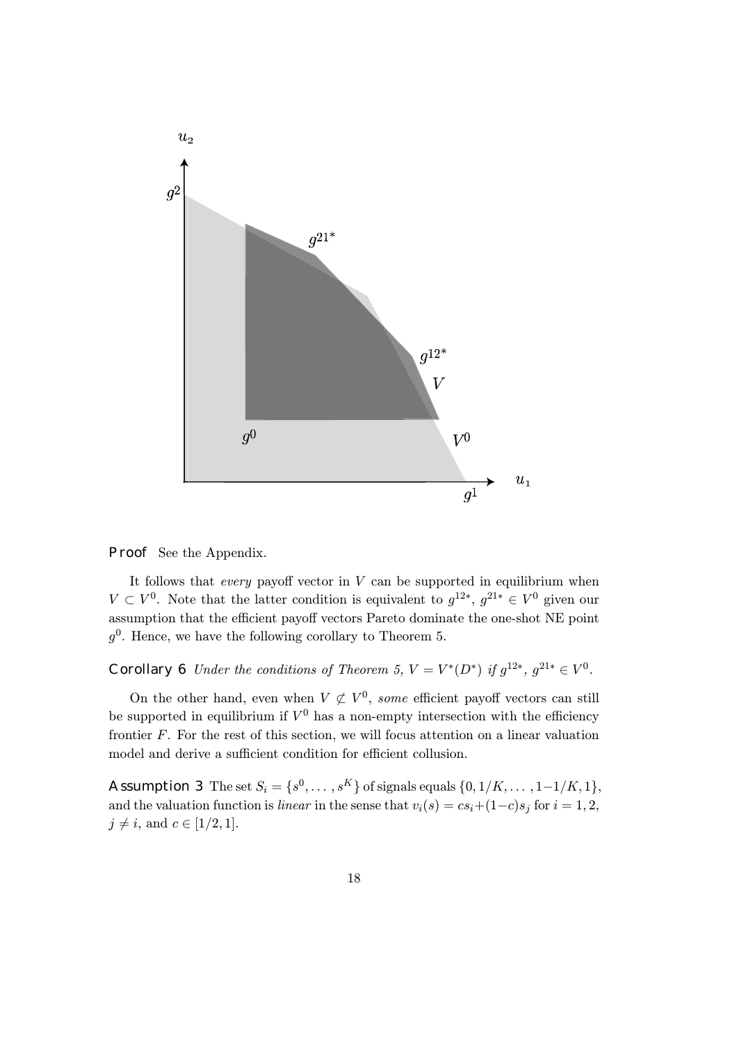**Proof** See the Appendix.

It follows that *every* payoff vector in $V$ can be supported in equilibrium when $V \subset V^0$. Note that the latter condition is equivalent to $g^{12*}$, $g^{21*} \in V^0$ given our assumption that the efficient payoff vectors Pareto dominate the one-shot NE point $g^0$. Hence, we have the following corollary to Theorem 5.

**Corollary 6** *Under the conditions of Theorem 5, $V = V^*(D^*)$ if $g^{12*}$, $g^{21*} \in V^0$.*

On the other hand, even when $V \not\subset V^0$, *some* efficient payoff vectors can still be supported in equilibrium if $V^0$ has a non-empty intersection with the efficiency frontier $F$. For the rest of this section, we will focus attention on a linear valuation model and derive a sufficient condition for efficient collusion.

**Assumption 3** The set $S_i = \{s^0, \ldots, s^K\}$ of signals equals $\{0, 1/K, \ldots, 1-1/K, 1\}$, and the valuation function is *linear* in the sense that $v_i(s) = cs_i + (1-c)s_j$ for $i = 1, 2$, $j \neq i$, and $c \in [1/2, 1]$.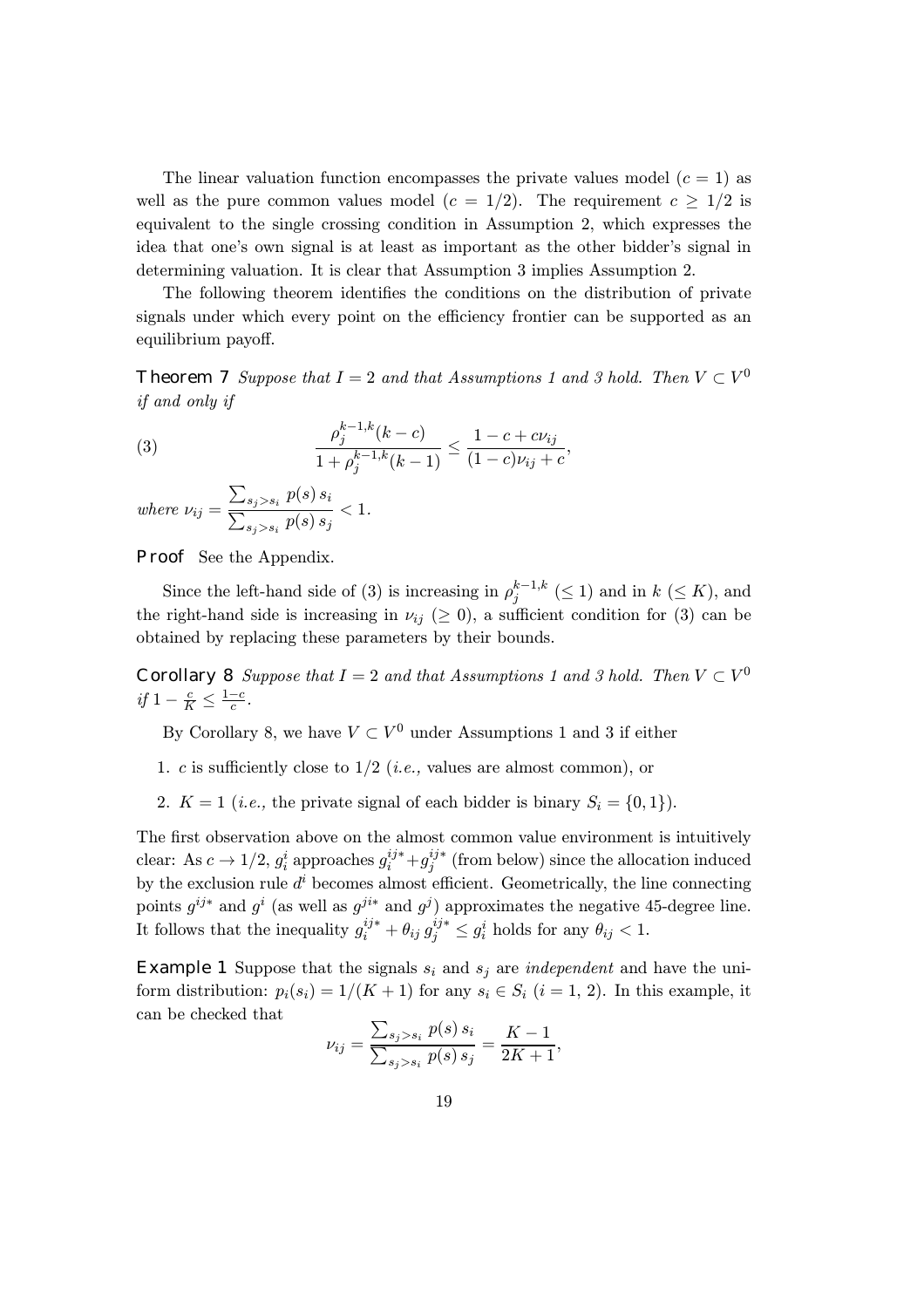The linear valuation function encompasses the private values model ($c = 1$) as well as the pure common values model ($c = 1/2$). The requirement $c \geq 1/2$ is equivalent to the single crossing condition in Assumption 2, which expresses the idea that one's own signal is at least as important as the other bidder's signal in determining valuation. It is clear that Assumption 3 implies Assumption 2.

The following theorem identifies the conditions on the distribution of private signals under which every point on the efficiency frontier can be supported as an equilibrium payoff.

**Theorem 7** *Suppose that $I = 2$ and that Assumptions 1 and 3 hold. Then $V \subset V^0$ if and only if*

$$\frac{\rho_j^{k-1,k}(k-c)}{1+\rho_j^{k-1,k}(k-1)} \leq \frac{1-c+c\nu_{ij}}{(1-c)\nu_{ij}+c}, \tag{3}$$

*where* $\nu_{ij} = \dfrac{\sum_{s_j > s_i} p(s)\, s_i}{\sum_{s_j > s_i} p(s)\, s_j} < 1.$

**Proof** See the Appendix.

Since the left-hand side of (3) is increasing in $\rho_j^{k-1,k}$ ($\leq 1$) and in $k$ ($\leq K$), and the right-hand side is increasing in $\nu_{ij}$ ($\geq 0$), a sufficient condition for (3) can be obtained by replacing these parameters by their bounds.

**Corollary 8** *Suppose that $I = 2$ and that Assumptions 1 and 3 hold. Then $V \subset V^0$ if $1 - \frac{c}{K} \leq \frac{1-c}{c}$.*

By Corollary 8, we have $V \subset V^0$ under Assumptions 1 and 3 if either

1. $c$ is sufficiently close to $1/2$ (*i.e.,* values are almost common), or
2. $K = 1$ (*i.e.,* the private signal of each bidder is binary $S_i = \{0, 1\}$).

The first observation above on the almost common value environment is intuitively clear: As $c \to 1/2$, $g_i^i$ approaches $g_i^{ij*} + g_j^{ij*}$ (from below) since the allocation induced by the exclusion rule $d^i$ becomes almost efficient. Geometrically, the line connecting points $g^{ij*}$ and $g^i$ (as well as $g^{ji*}$ and $g^j$) approximates the negative 45-degree line. It follows that the inequality $g_i^{ij*} + \theta_{ij}\, g_j^{ij*} \leq g_i^i$ holds for any $\theta_{ij} < 1$.

**Example 1** Suppose that the signals $s_i$ and $s_j$ are *independent* and have the uniform distribution: $p_i(s_i) = 1/(K+1)$ for any $s_i \in S_i$ ($i = 1, 2$). In this example, it can be checked that

$$\nu_{ij} = \frac{\sum_{s_j > s_i} p(s)\, s_i}{\sum_{s_j > s_i} p(s)\, s_j} = \frac{K-1}{2K+1},$$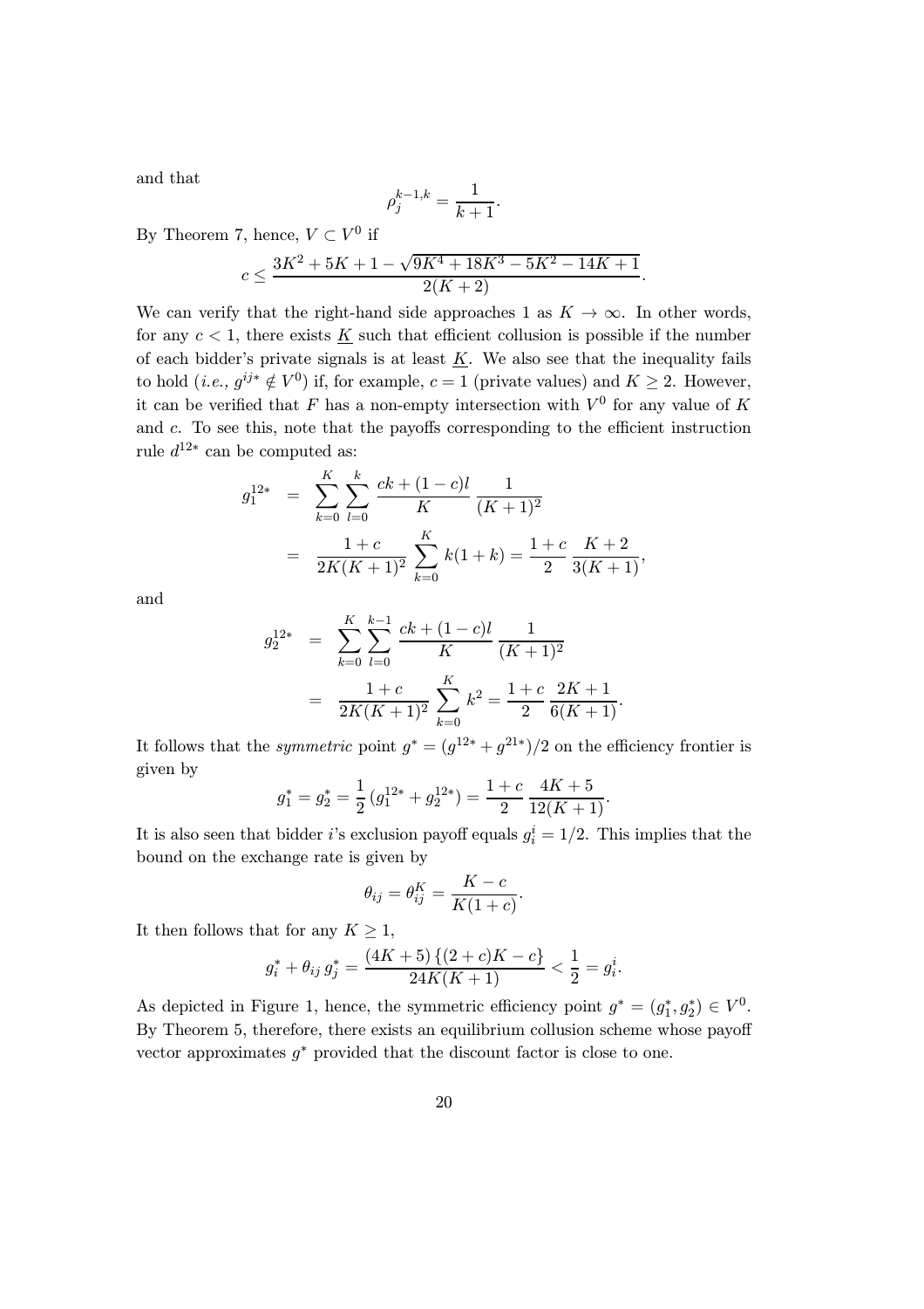and that

$$\rho_j^{k-1,k} = \frac{1}{k+1}.$$

By Theorem 7, hence, $V \subset V^0$ if

$$c \leq \frac{3K^2 + 5K + 1 - \sqrt{9K^4 + 18K^3 - 5K^2 - 14K + 1}}{2(K+2)}.$$

We can verify that the right-hand side approaches 1 as $K \to \infty$. In other words, for any $c < 1$, there exists $\underline{K}$ such that efficient collusion is possible if the number of each bidder's private signals is at least $\underline{K}$. We also see that the inequality fails to hold (*i.e.,* $g^{ij*} \notin V^0$) if, for example, $c = 1$ (private values) and $K \geq 2$. However, it can be verified that $F$ has a non-empty intersection with $V^0$ for any value of $K$ and $c$. To see this, note that the payoffs corresponding to the efficient instruction rule $d^{12*}$ can be computed as:

$$\begin{aligned}
g_1^{12*} &= \sum_{k=0}^{K} \sum_{l=0}^{k} \frac{ck + (1-c)l}{K} \frac{1}{(K+1)^2} \\
&= \frac{1+c}{2K(K+1)^2} \sum_{k=0}^{K} k(1+k) = \frac{1+c}{2} \frac{K+2}{3(K+1)},
\end{aligned}$$

and

$$\begin{aligned}
g_2^{12*} &= \sum_{k=0}^{K} \sum_{l=0}^{k-1} \frac{ck + (1-c)l}{K} \frac{1}{(K+1)^2} \\
&= \frac{1+c}{2K(K+1)^2} \sum_{k=0}^{K} k^2 = \frac{1+c}{2} \frac{2K+1}{6(K+1)}.
\end{aligned}$$

It follows that the *symmetric* point $g^* = (g^{12*} + g^{21*})/2$ on the efficiency frontier is given by

$$g_1^* = g_2^* = \frac{1}{2}\left(g_1^{12*} + g_2^{12*}\right) = \frac{1+c}{2} \frac{4K+5}{12(K+1)}.$$

It is also seen that bidder $i$'s exclusion payoff equals $g_i^i = 1/2$. This implies that the bound on the exchange rate is given by

$$\theta_{ij} = \theta_{ij}^K = \frac{K-c}{K(1+c)}.$$

It then follows that for any $K \geq 1$,

$$g_i^* + \theta_{ij}\, g_j^* = \frac{(4K+5)\left\{(2+c)K - c\right\}}{24K(K+1)} < \frac{1}{2} = g_i^i.$$

As depicted in Figure 1, hence, the symmetric efficiency point $g^* = (g_1^*, g_2^*) \in V^0$. By Theorem 5, therefore, there exists an equilibrium collusion scheme whose payoff vector approximates $g^*$ provided that the discount factor is close to one.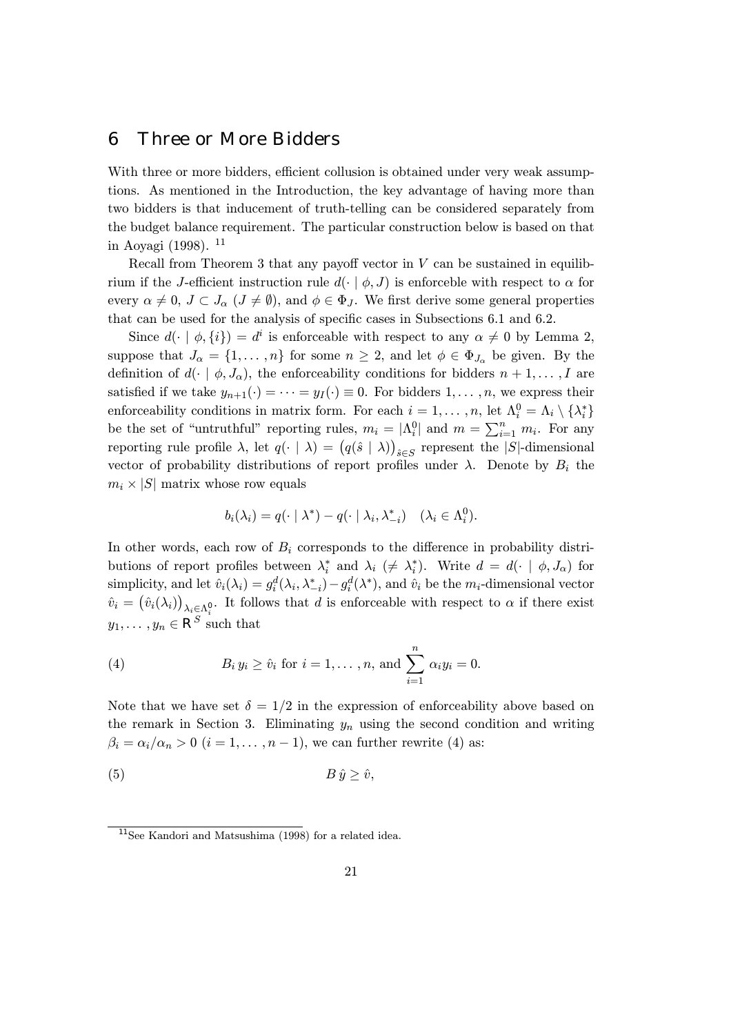## 6 Three or More Bidders

With three or more bidders, efficient collusion is obtained under very weak assumptions. As mentioned in the Introduction, the key advantage of having more than two bidders is that inducement of truth-telling can be considered separately from the budget balance requirement. The particular construction below is based on that in Aoyagi (1998). [11]

Recall from Theorem 3 that any payoff vector in $V$ can be sustained in equilibrium if the $J$-efficient instruction rule $d(\cdot \mid \phi, J)$ is enforceble with respect to $\alpha$ for every $\alpha \neq 0$, $J \subset J_\alpha$ ($J \neq \emptyset$), and $\phi \in \Phi_J$. We first derive some general properties that can be used for the analysis of specific cases in Subsections 6.1 and 6.2.

Since $d(\cdot \mid \phi, \{i\}) = d^i$ is enforceable with respect to any $\alpha \neq 0$ by Lemma 2, suppose that $J_\alpha = \{1, \dots, n\}$ for some $n \geq 2$, and let $\phi \in \Phi_{J_\alpha}$ be given. By the definition of $d(\cdot \mid \phi, J_\alpha)$, the enforceability conditions for bidders $n+1, \dots, I$ are satisfied if we take $y_{n+1}(\cdot) = \cdots = y_I(\cdot) \equiv 0$. For bidders $1, \dots, n$, we express their enforceability conditions in matrix form. For each $i = 1, \dots, n$, let $\Lambda_i^0 = \Lambda_i \setminus \{\lambda_i^*\}$ be the set of "untruthful" reporting rules, $m_i = |\Lambda_i^0|$ and $m = \sum_{i=1}^n m_i$. For any reporting rule profile $\lambda$, let $q(\cdot \mid \lambda) = \big(q(\hat{s} \mid \lambda)\big)_{\hat{s} \in S}$ represent the $|S|$-dimensional vector of probability distributions of report profiles under $\lambda$. Denote by $B_i$ the $m_i \times |S|$ matrix whose row equals

$$b_i(\lambda_i) = q(\cdot \mid \lambda^*) - q(\cdot \mid \lambda_i, \lambda_{-i}^*) \quad (\lambda_i \in \Lambda_i^0).$$

In other words, each row of $B_i$ corresponds to the difference in probability distributions of report profiles between $\lambda_i^*$ and $\lambda_i$ ($\neq \lambda_i^*$). Write $d = d(\cdot \mid \phi, J_\alpha)$ for simplicity, and let $\hat{v}_i(\lambda_i) = g_i^d(\lambda_i, \lambda_{-i}^*) - g_i^d(\lambda^*)$, and $\hat{v}_i$ be the $m_i$-dimensional vector $\hat{v}_i = \big(\hat{v}_i(\lambda_i)\big)_{\lambda_i \in \Lambda_i^0}$. It follows that $d$ is enforceable with respect to $\alpha$ if there exist $y_1, \dots, y_n \in \mathbb{R}^S$ such that

$$B_i\, y_i \geq \hat{v}_i \text{ for } i = 1, \dots, n, \text{ and } \sum_{i=1}^n \alpha_i y_i = 0. \tag{4}$$

Note that we have set $\delta = 1/2$ in the expression of enforceability above based on the remark in Section 3. Eliminating $y_n$ using the second condition and writing $\beta_i = \alpha_i / \alpha_n > 0$ ($i = 1, \dots, n-1$), we can further rewrite (4) as:

$$B\, \hat{y} \geq \hat{v}, \tag{5}$$

[11] See Kandori and Matsushima (1998) for a related idea.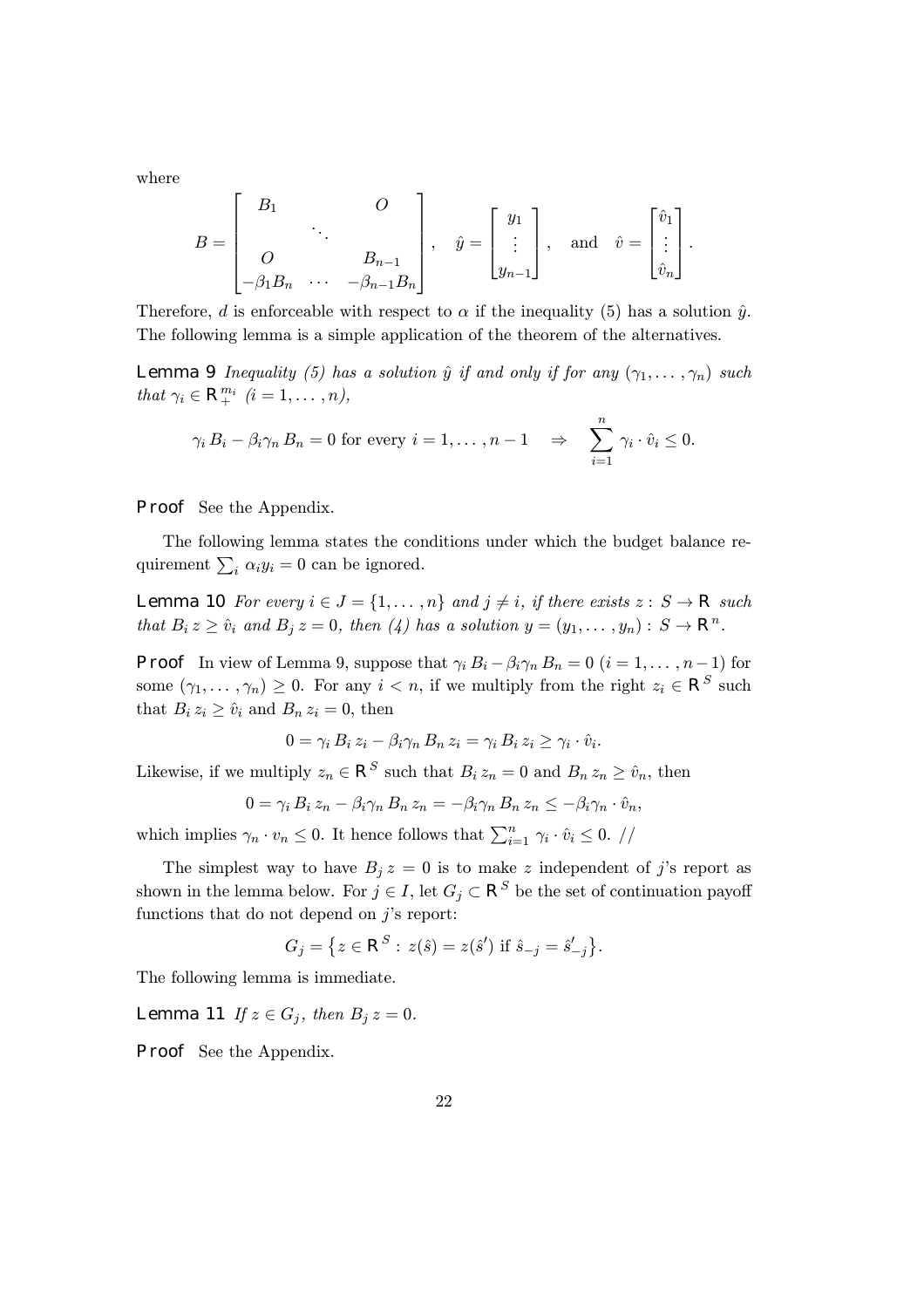where

$$B = \begin{bmatrix} B_1 & & O \\ & \ddots & \\ O & & B_{n-1} \\ -\beta_1 B_n & \cdots & -\beta_{n-1} B_n \end{bmatrix}, \quad \hat{y} = \begin{bmatrix} y_1 \\ \vdots \\ y_{n-1} \end{bmatrix}, \quad \text{and} \quad \hat{v} = \begin{bmatrix} \hat{v}_1 \\ \vdots \\ \hat{v}_n \end{bmatrix}.$$

Therefore, $d$ is enforceable with respect to $\alpha$ if the inequality (5) has a solution $\hat{y}$. The following lemma is a simple application of the theorem of the alternatives.

**Lemma 9** *Inequality (5) has a solution $\hat{y}$ if and only if for any $(\gamma_1, \ldots, \gamma_n)$ such that $\gamma_i \in \mathbf{R}_+^{m_i}$ $(i = 1, \ldots, n)$,*

$$\gamma_i B_i - \beta_i \gamma_n B_n = 0 \text{ for every } i = 1, \ldots, n-1 \quad \Rightarrow \quad \sum_{i=1}^{n} \gamma_i \cdot \hat{v}_i \le 0.$$

**Proof** See the Appendix.

The following lemma states the conditions under which the budget balance requirement $\sum_i \alpha_i y_i = 0$ can be ignored.

**Lemma 10** *For every $i \in J = \{1, \ldots, n\}$ and $j \neq i$, if there exists $z : S \to \mathbf{R}$ such that $B_i z \ge \hat{v}_i$ and $B_j z = 0$, then (4) has a solution $y = (y_1, \ldots, y_n) : S \to \mathbf{R}^n$.*

**Proof** In view of Lemma 9, suppose that $\gamma_i B_i - \beta_i \gamma_n B_n = 0$ $(i = 1, \ldots, n-1)$ for some $(\gamma_1, \ldots, \gamma_n) \ge 0$. For any $i < n$, if we multiply from the right $z_i \in \mathbf{R}^S$ such that $B_i z_i \ge \hat{v}_i$ and $B_n z_i = 0$, then

$$0 = \gamma_i B_i z_i - \beta_i \gamma_n B_n z_i = \gamma_i B_i z_i \ge \gamma_i \cdot \hat{v}_i.$$

Likewise, if we multiply $z_n \in \mathbf{R}^S$ such that $B_i z_n = 0$ and $B_n z_n \ge \hat{v}_n$, then

$$0 = \gamma_i B_i z_n - \beta_i \gamma_n B_n z_n = -\beta_i \gamma_n B_n z_n \le -\beta_i \gamma_n \cdot \hat{v}_n,$$

which implies $\gamma_n \cdot v_n \le 0$. It hence follows that $\sum_{i=1}^{n} \gamma_i \cdot \hat{v}_i \le 0$. //

The simplest way to have $B_j z = 0$ is to make $z$ independent of $j$'s report as shown in the lemma below. For $j \in I$, let $G_j \subset \mathbf{R}^S$ be the set of continuation payoff functions that do not depend on $j$'s report:

$$G_j = \left\{ z \in \mathbf{R}^S : z(\hat{s}) = z(\hat{s}') \text{ if } \hat{s}_{-j} = \hat{s}'_{-j} \right\}.$$

The following lemma is immediate.

**Lemma 11** *If $z \in G_j$, then $B_j z = 0$.*

**Proof** See the Appendix.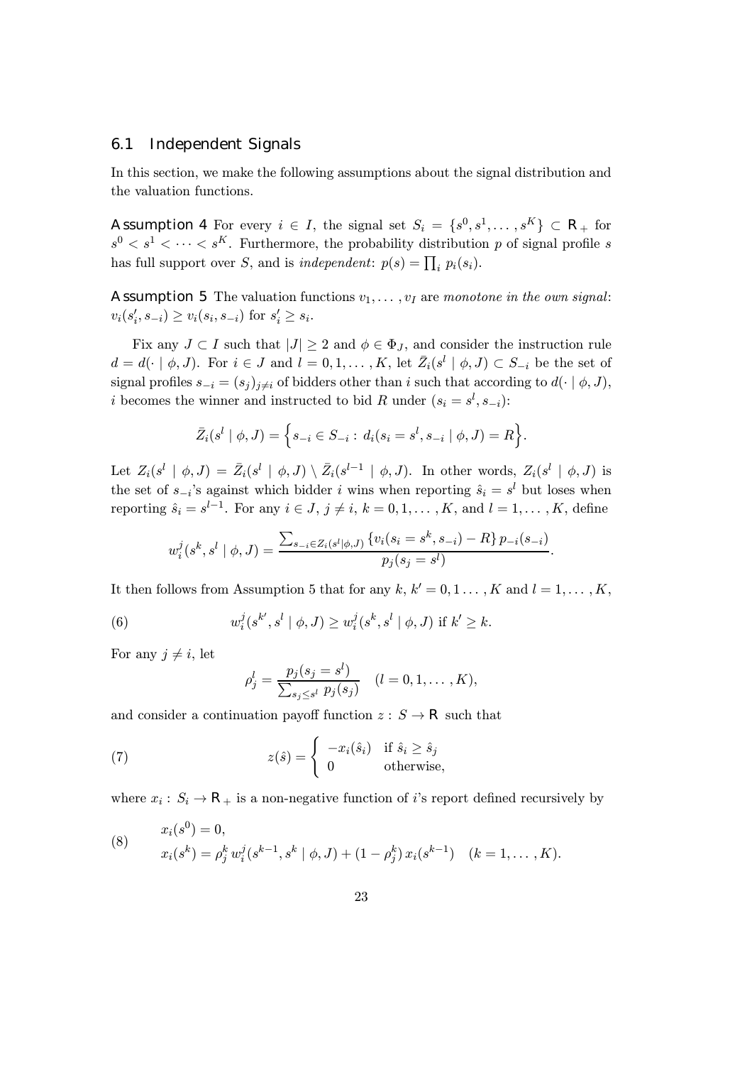### 6.1 Independent Signals

In this section, we make the following assumptions about the signal distribution and the valuation functions.

**Assumption 4** For every $i \in I$, the signal set $S_i = \{s^0, s^1, \dots, s^K\} \subset \mathbb{R}_+$ for $s^0 < s^1 < \cdots < s^K$. Furthermore, the probability distribution $p$ of signal profile $s$ has full support over $S$, and is *independent*: $p(s) = \prod_i p_i(s_i)$.

**Assumption 5** The valuation functions $v_1, \dots, v_I$ are *monotone in the own signal*: $v_i(s_i', s_{-i}) \geq v_i(s_i, s_{-i})$ for $s_i' \geq s_i$.

Fix any $J \subset I$ such that $|J| \geq 2$ and $\phi \in \Phi_J$, and consider the instruction rule $d = d(\cdot \mid \phi, J)$. For $i \in J$ and $l = 0, 1, \dots, K$, let $\bar{Z}_i(s^l \mid \phi, J) \subset S_{-i}$ be the set of signal profiles $s_{-i} = (s_j)_{j \neq i}$ of bidders other than $i$ such that according to $d(\cdot \mid \phi, J)$, $i$ becomes the winner and instructed to bid $R$ under $(s_i = s^l, s_{-i})$:

$$\bar{Z}_i(s^l \mid \phi, J) = \Big\{ s_{-i} \in S_{-i} : \, d_i(s_i = s^l, s_{-i} \mid \phi, J) = R \Big\}.$$

Let $Z_i(s^l \mid \phi, J) = \bar{Z}_i(s^l \mid \phi, J) \setminus \bar{Z}_i(s^{l-1} \mid \phi, J)$. In other words, $Z_i(s^l \mid \phi, J)$ is the set of $s_{-i}$'s against which bidder $i$ wins when reporting $\hat{s}_i = s^l$ but loses when reporting $\hat{s}_i = s^{l-1}$. For any $i \in J$, $j \neq i$, $k = 0, 1, \dots, K$, and $l = 1, \dots, K$, define

$$w_i^j(s^k, s^l \mid \phi, J) = \frac{\sum_{s_{-i} \in Z_i(s^l \mid \phi, J)} \{v_i(s_i = s^k, s_{-i}) - R\} \, p_{-i}(s_{-i})}{p_j(s_j = s^l)}.$$

It then follows from Assumption 5 that for any $k$, $k' = 0, 1 \dots, K$ and $l = 1, \dots, K$,

$$w_i^j(s^{k'}, s^l \mid \phi, J) \geq w_i^j(s^k, s^l \mid \phi, J) \text{ if } k' \geq k. \tag{6}$$

For any $j \neq i$, let

$$\rho_j^l = \frac{p_j(s_j = s^l)}{\sum_{s_j \leq s^l} p_j(s_j)} \quad (l = 0, 1, \dots, K),$$

and consider a continuation payoff function $z : S \to \mathbb{R}$ such that

$$z(\hat{s}) = \begin{cases} -x_i(\hat{s}_i) & \text{if } \hat{s}_i \geq \hat{s}_j \\ 0 & \text{otherwise}, \end{cases} \tag{7}$$

where $x_i : S_i \to \mathbb{R}_+$ is a non-negative function of $i$'s report defined recursively by

$$\begin{aligned} & x_i(s^0) = 0, \\ & x_i(s^k) = \rho_j^k \, w_i^j(s^{k-1}, s^k \mid \phi, J) + (1 - \rho_j^k) \, x_i(s^{k-1}) \quad (k = 1, \dots, K). \end{aligned} \tag{8}$$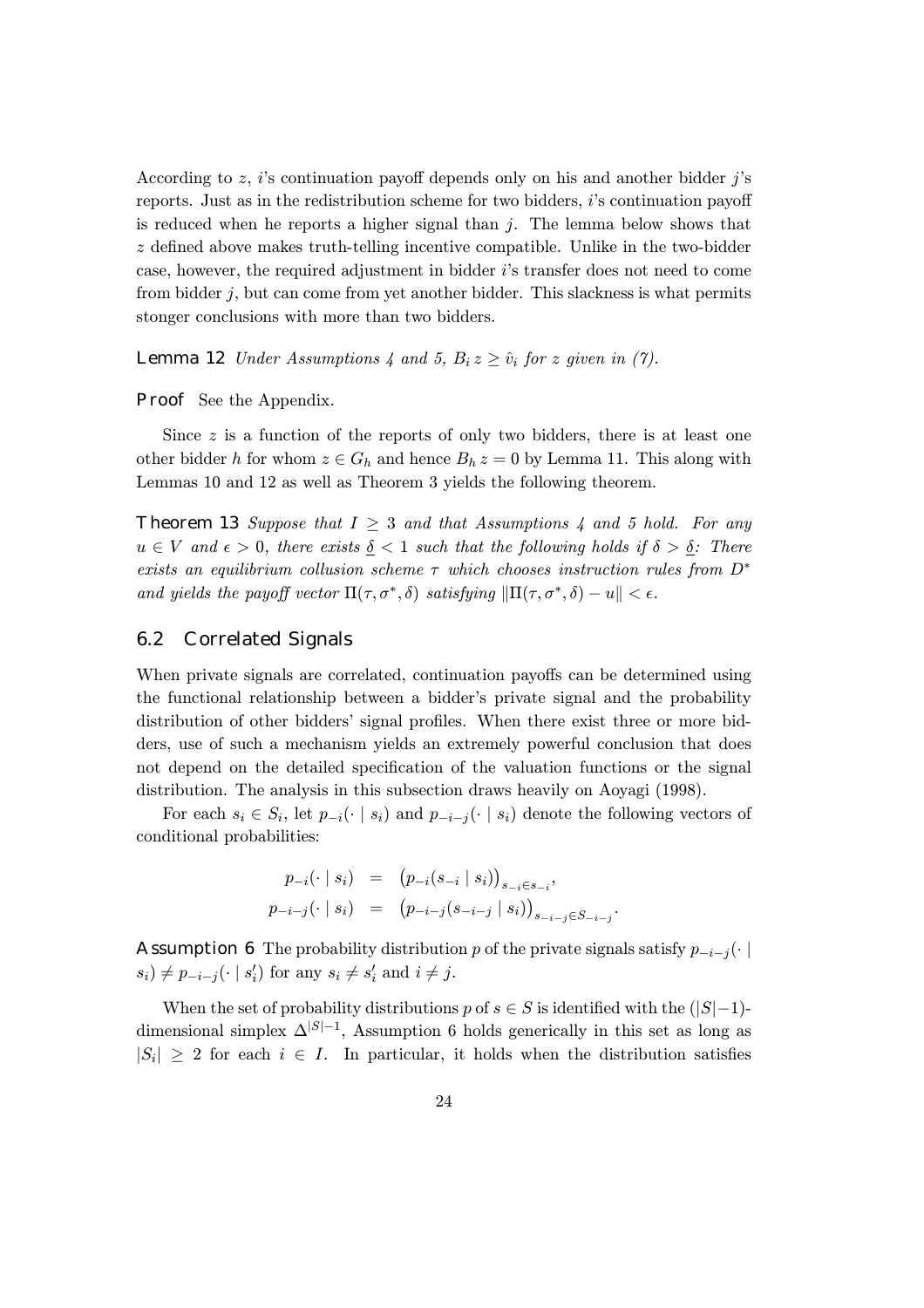According to $z$, $i$'s continuation payoff depends only on his and another bidder $j$'s reports. Just as in the redistribution scheme for two bidders, $i$'s continuation payoff is reduced when he reports a higher signal than $j$. The lemma below shows that $z$ defined above makes truth-telling incentive compatible. Unlike in the two-bidder case, however, the required adjustment in bidder $i$'s transfer does not need to come from bidder $j$, but can come from yet another bidder. This slackness is what permits stonger conclusions with more than two bidders.

**Lemma 12** *Under Assumptions 4 and 5, $B_i z \geq \hat{v}_i$ for $z$ given in (7).*

**Proof** See the Appendix.

Since $z$ is a function of the reports of only two bidders, there is at least one other bidder $h$ for whom $z \in G_h$ and hence $B_h z = 0$ by Lemma 11. This along with Lemmas 10 and 12 as well as Theorem 3 yields the following theorem.

**Theorem 13** *Suppose that $I \geq 3$ and that Assumptions 4 and 5 hold. For any $u \in V$ and $\epsilon > 0$, there exists $\underline{\delta} < 1$ such that the following holds if $\delta > \underline{\delta}$: There exists an equilibrium collusion scheme $\tau$ which chooses instruction rules from $D^*$ and yields the payoff vector $\Pi(\tau, \sigma^*, \delta)$ satisfying $\|\Pi(\tau, \sigma^*, \delta) - u\| < \epsilon$.*

## 6.2 Correlated Signals

When private signals are correlated, continuation payoffs can be determined using the functional relationship between a bidder's private signal and the probability distribution of other bidders' signal profiles. When there exist three or more bidders, use of such a mechanism yields an extremely powerful conclusion that does not depend on the detailed specification of the valuation functions or the signal distribution. The analysis in this subsection draws heavily on Aoyagi (1998).

For each $s_i \in S_i$, let $p_{-i}(\cdot \mid s_i)$ and $p_{-i-j}(\cdot \mid s_i)$ denote the following vectors of conditional probabilities:

$$
\begin{aligned}
p_{-i}(\cdot \mid s_i) &= \left(p_{-i}(s_{-i} \mid s_i)\right)_{s_{-i} \in s_{-i}}, \\
p_{-i-j}(\cdot \mid s_i) &= \left(p_{-i-j}(s_{-i-j} \mid s_i)\right)_{s_{-i-j} \in S_{-i-j}}.
\end{aligned}
$$

**Assumption 6** The probability distribution $p$ of the private signals satisfy $p_{-i-j}(\cdot \mid s_i) \neq p_{-i-j}(\cdot \mid s_i')$ for any $s_i \neq s_i'$ and $i \neq j$.

When the set of probability distributions $p$ of $s \in S$ is identified with the $(|S|-1)$-dimensional simplex $\Delta^{|S|-1}$, Assumption 6 holds generically in this set as long as $|S_i| \geq 2$ for each $i \in I$. In particular, it holds when the distribution satisfies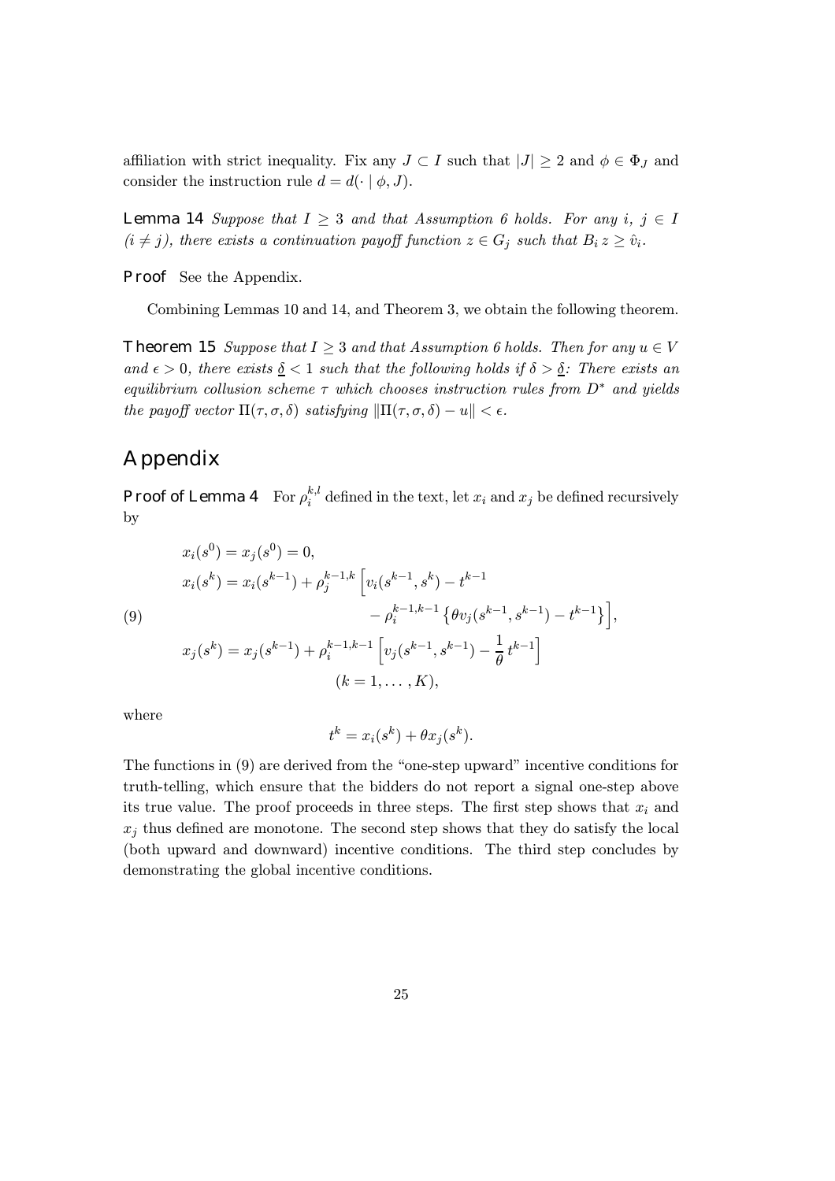affiliation with strict inequality. Fix any $J \subset I$ such that $|J| \geq 2$ and $\phi \in \Phi_J$ and consider the instruction rule $d = d(\cdot \mid \phi, J)$.

**Lemma 14** *Suppose that $I \geq 3$ and that Assumption 6 holds. For any $i, j \in I$ ($i \neq j$), there exists a continuation payoff function $z \in G_j$ such that $B_i z \geq \hat{v}_i$.*

**Proof** See the Appendix.

Combining Lemmas 10 and 14, and Theorem 3, we obtain the following theorem.

**Theorem 15** *Suppose that $I \geq 3$ and that Assumption 6 holds. Then for any $u \in V$ and $\epsilon > 0$, there exists $\underline{\delta} < 1$ such that the following holds if $\delta > \underline{\delta}$: There exists an equilibrium collusion scheme $\tau$ which chooses instruction rules from $D^*$ and yields the payoff vector $\Pi(\tau, \sigma, \delta)$ satisfying $\|\Pi(\tau, \sigma, \delta) - u\| < \epsilon$.*

## Appendix

**Proof of Lemma 4** For $\rho_i^{k,l}$ defined in the text, let $x_i$ and $x_j$ be defined recursively by

$$
\begin{aligned}
& x_i(s^0) = x_j(s^0) = 0, \\
& x_i(s^k) = x_i(s^{k-1}) + \rho_j^{k-1,k} \Big[ v_i(s^{k-1}, s^k) - t^{k-1} \\
& \qquad\qquad - \rho_i^{k-1,k-1} \left\{ \theta v_j(s^{k-1}, s^{k-1}) - t^{k-1} \right\} \Big], \\
& x_j(s^k) = x_j(s^{k-1}) + \rho_i^{k-1,k-1} \Big[ v_j(s^{k-1}, s^{k-1}) - \frac{1}{\theta} t^{k-1} \Big] \\
& \qquad\qquad (k = 1, \ldots, K),
\end{aligned}
\tag{9}
$$

where

$$
t^k = x_i(s^k) + \theta x_j(s^k).
$$

The functions in (9) are derived from the "one-step upward" incentive conditions for truth-telling, which ensure that the bidders do not report a signal one-step above its true value. The proof proceeds in three steps. The first step shows that $x_i$ and $x_j$ thus defined are monotone. The second step shows that they do satisfy the local (both upward and downward) incentive conditions. The third step concludes by demonstrating the global incentive conditions.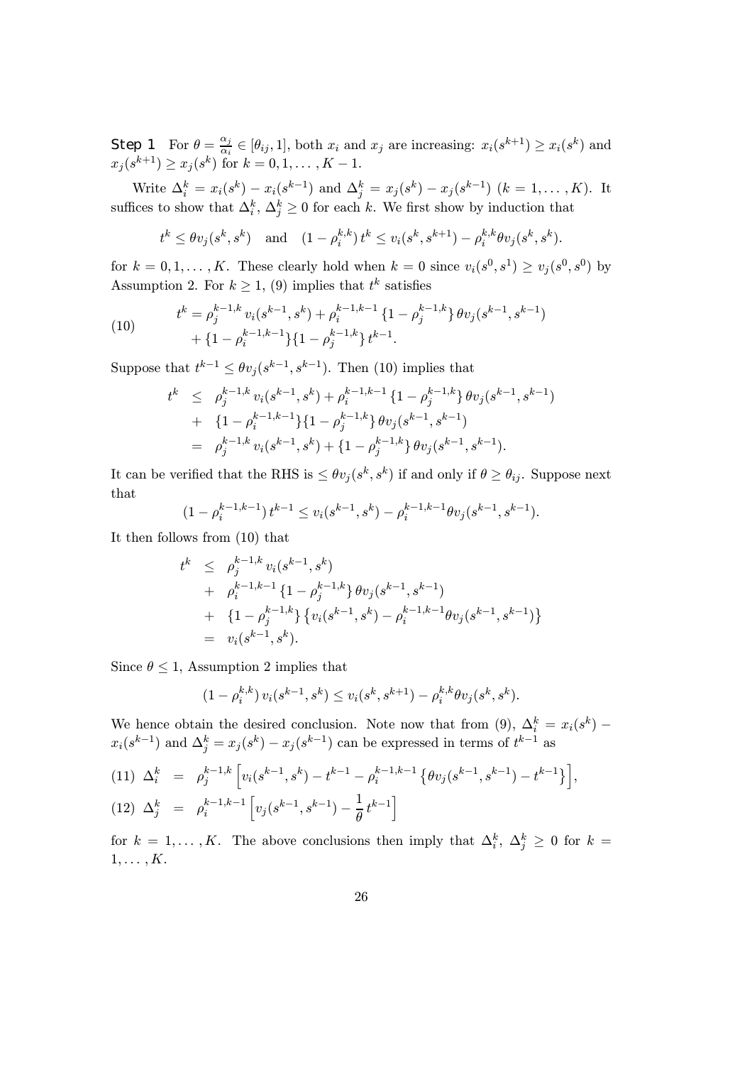**Step 1** For $\theta = \frac{\alpha_j}{\alpha_i} \in [\theta_{ij}, 1]$, both $x_i$ and $x_j$ are increasing: $x_i(s^{k+1}) \geq x_i(s^k)$ and $x_j(s^{k+1}) \geq x_j(s^k)$ for $k = 0, 1, \ldots, K-1$.

Write $\Delta_i^k = x_i(s^k) - x_i(s^{k-1})$ and $\Delta_j^k = x_j(s^k) - x_j(s^{k-1})$ $(k = 1, \ldots, K)$. It suffices to show that $\Delta_i^k$, $\Delta_j^k \geq 0$ for each $k$. We first show by induction that

$$t^k \leq \theta v_j(s^k, s^k) \quad \text{and} \quad (1 - \rho_i^{k,k})\, t^k \leq v_i(s^k, s^{k+1}) - \rho_i^{k,k} \theta v_j(s^k, s^k).$$

for $k = 0, 1, \ldots, K$. These clearly hold when $k = 0$ since $v_i(s^0, s^1) \geq v_j(s^0, s^0)$ by Assumption 2. For $k \geq 1$, (9) implies that $t^k$ satisfies

$$\begin{aligned} t^k = {} & \rho_j^{k-1,k}\, v_i(s^{k-1}, s^k) + \rho_i^{k-1,k-1} \{1 - \rho_j^{k-1,k}\}\, \theta v_j(s^{k-1}, s^{k-1}) \\ & + \{1 - \rho_i^{k-1,k-1}\}\{1 - \rho_j^{k-1,k}\}\, t^{k-1}. \end{aligned} \tag{10}$$

Suppose that $t^{k-1} \leq \theta v_j(s^{k-1}, s^{k-1})$. Then (10) implies that

$$\begin{aligned} t^k & \leq \rho_j^{k-1,k}\, v_i(s^{k-1}, s^k) + \rho_i^{k-1,k-1} \{1 - \rho_j^{k-1,k}\}\, \theta v_j(s^{k-1}, s^{k-1}) \\ & + \{1 - \rho_i^{k-1,k-1}\}\{1 - \rho_j^{k-1,k}\}\, \theta v_j(s^{k-1}, s^{k-1}) \\ & = \rho_j^{k-1,k}\, v_i(s^{k-1}, s^k) + \{1 - \rho_j^{k-1,k}\}\, \theta v_j(s^{k-1}, s^{k-1}). \end{aligned}$$

It can be verified that the RHS is $\leq \theta v_j(s^k, s^k)$ if and only if $\theta \geq \theta_{ij}$. Suppose next that

$$(1 - \rho_i^{k-1,k-1})\, t^{k-1} \leq v_i(s^{k-1}, s^k) - \rho_i^{k-1,k-1} \theta v_j(s^{k-1}, s^{k-1}).$$

It then follows from (10) that

$$\begin{aligned} t^k & \leq \rho_j^{k-1,k}\, v_i(s^{k-1}, s^k) \\ & + \rho_i^{k-1,k-1} \{1 - \rho_j^{k-1,k}\}\, \theta v_j(s^{k-1}, s^{k-1}) \\ & + \{1 - \rho_j^{k-1,k}\} \left\{ v_i(s^{k-1}, s^k) - \rho_i^{k-1,k-1} \theta v_j(s^{k-1}, s^{k-1}) \right\} \\ & = v_i(s^{k-1}, s^k). \end{aligned}$$

Since $\theta \leq 1$, Assumption 2 implies that

$$(1 - \rho_i^{k,k})\, v_i(s^{k-1}, s^k) \leq v_i(s^k, s^{k+1}) - \rho_i^{k,k} \theta v_j(s^k, s^k).$$

We hence obtain the desired conclusion. Note now that from (9), $\Delta_i^k = x_i(s^k) - x_i(s^{k-1})$ and $\Delta_j^k = x_j(s^k) - x_j(s^{k-1})$ can be expressed in terms of $t^{k-1}$ as

$$\Delta_i^k = \rho_j^{k-1,k} \left[ v_i(s^{k-1}, s^k) - t^{k-1} - \rho_i^{k-1,k-1} \left\{ \theta v_j(s^{k-1}, s^{k-1}) - t^{k-1} \right\} \right], \tag{11}$$

$$\Delta_j^k = \rho_i^{k-1,k-1} \left[ v_j(s^{k-1}, s^{k-1}) - \frac{1}{\theta}\, t^{k-1} \right] \tag{12}$$

for $k = 1, \ldots, K$. The above conclusions then imply that $\Delta_i^k$, $\Delta_j^k \geq 0$ for $k = 1, \ldots, K$.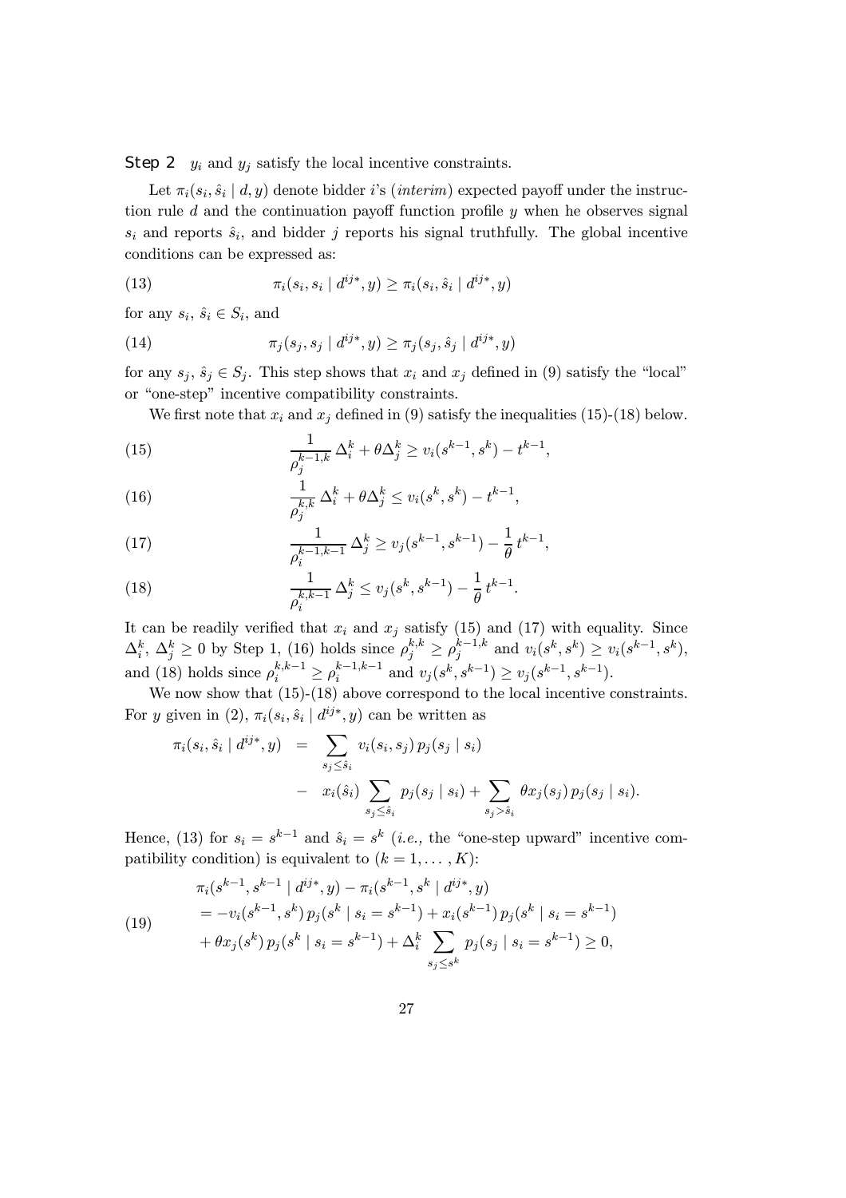**Step 2** $y_i$ and $y_j$ satisfy the local incentive constraints.

Let $\pi_i(s_i, \hat{s}_i \mid d, y)$ denote bidder $i$'s (*interim*) expected payoff under the instruction rule $d$ and the continuation payoff function profile $y$ when he observes signal $s_i$ and reports $\hat{s}_i$, and bidder $j$ reports his signal truthfully. The global incentive conditions can be expressed as:

$$\pi_i(s_i, s_i \mid d^{ij*}, y) \geq \pi_i(s_i, \hat{s}_i \mid d^{ij*}, y) \tag{13}$$

for any $s_i$, $\hat{s}_i \in S_i$, and

$$\pi_j(s_j, s_j \mid d^{ij*}, y) \geq \pi_j(s_j, \hat{s}_j \mid d^{ij*}, y) \tag{14}$$

for any $s_j$, $\hat{s}_j \in S_j$. This step shows that $x_i$ and $x_j$ defined in (9) satisfy the "local" or "one-step" incentive compatibility constraints.

We first note that $x_i$ and $x_j$ defined in (9) satisfy the inequalities (15)-(18) below.

$$\frac{1}{\rho_j^{k-1,k}} \Delta_i^k + \theta \Delta_j^k \geq v_i(s^{k-1}, s^k) - t^{k-1}, \tag{15}$$

$$\frac{1}{\rho_j^{k,k}} \Delta_i^k + \theta \Delta_j^k \leq v_i(s^k, s^k) - t^{k-1}, \tag{16}$$

$$\frac{1}{\rho_i^{k-1,k-1}} \Delta_j^k \geq v_j(s^{k-1}, s^{k-1}) - \frac{1}{\theta} t^{k-1}, \tag{17}$$

$$\frac{1}{\rho_i^{k,k-1}} \Delta_j^k \leq v_j(s^k, s^{k-1}) - \frac{1}{\theta} t^{k-1}. \tag{18}$$

It can be readily verified that $x_i$ and $x_j$ satisfy (15) and (17) with equality. Since $\Delta_i^k$, $\Delta_j^k \geq 0$ by Step 1, (16) holds since $\rho_j^{k,k} \geq \rho_j^{k-1,k}$ and $v_i(s^k, s^k) \geq v_i(s^{k-1}, s^k)$, and (18) holds since $\rho_i^{k,k-1} \geq \rho_i^{k-1,k-1}$ and $v_j(s^k, s^{k-1}) \geq v_j(s^{k-1}, s^{k-1})$.

We now show that (15)-(18) above correspond to the local incentive constraints. For $y$ given in (2), $\pi_i(s_i, \hat{s}_i \mid d^{ij*}, y)$ can be written as

$$\begin{aligned}
\pi_i(s_i, \hat{s}_i \mid d^{ij*}, y) &= \sum_{s_j \leq \hat{s}_i} v_i(s_i, s_j)\, p_j(s_j \mid s_i) \\
&\quad - \; x_i(\hat{s}_i) \sum_{s_j \leq \hat{s}_i} p_j(s_j \mid s_i) + \sum_{s_j > \hat{s}_i} \theta x_j(s_j)\, p_j(s_j \mid s_i).
\end{aligned}$$

Hence, (13) for $s_i = s^{k-1}$ and $\hat{s}_i = s^k$ (*i.e.*, the "one-step upward" incentive compatibility condition) is equivalent to $(k = 1, \ldots, K)$:

$$\begin{aligned}
&\pi_i(s^{k-1}, s^{k-1} \mid d^{ij*}, y) - \pi_i(s^{k-1}, s^k \mid d^{ij*}, y) \\
&= -v_i(s^{k-1}, s^k)\, p_j(s^k \mid s_i = s^{k-1}) + x_i(s^{k-1})\, p_j(s^k \mid s_i = s^{k-1}) \\
&\quad + \theta x_j(s^k)\, p_j(s^k \mid s_i = s^{k-1}) + \Delta_i^k \sum_{s_j \leq s^k} p_j(s_j \mid s_i = s^{k-1}) \geq 0,
\end{aligned} \tag{19}$$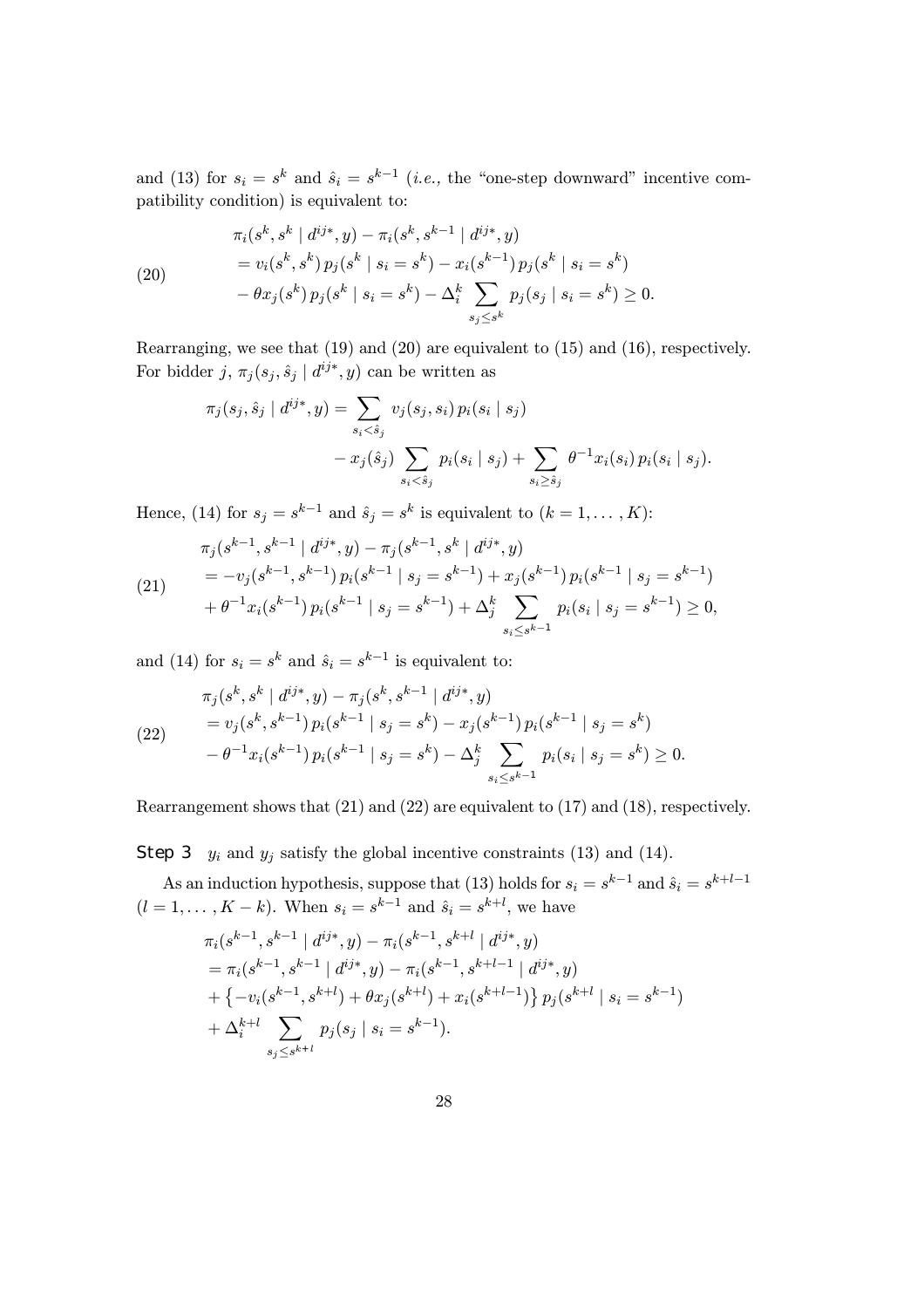and (13) for $s_i = s^k$ and $\hat{s}_i = s^{k-1}$ (*i.e.*, the "one-step downward" incentive compatibility condition) is equivalent to:

$$
\begin{aligned}
&\pi_i(s^k, s^k \mid d^{ij*}, y) - \pi_i(s^k, s^{k-1} \mid d^{ij*}, y) \\
&= v_i(s^k, s^k)\, p_j(s^k \mid s_i = s^k) - x_i(s^{k-1})\, p_j(s^k \mid s_i = s^k) \\
&- \theta x_j(s^k)\, p_j(s^k \mid s_i = s^k) - \Delta_i^k \sum_{s_j \leq s^k} p_j(s_j \mid s_i = s^k) \geq 0.
\end{aligned} \tag{20}
$$

Rearranging, we see that (19) and (20) are equivalent to (15) and (16), respectively. For bidder $j$, $\pi_j(s_j, \hat{s}_j \mid d^{ij*}, y)$ can be written as

$$
\begin{aligned}
\pi_j(s_j, \hat{s}_j \mid d^{ij*}, y) = &\sum_{s_i < \hat{s}_j} v_j(s_j, s_i)\, p_i(s_i \mid s_j) \\
&- x_j(\hat{s}_j) \sum_{s_i < \hat{s}_j} p_i(s_i \mid s_j) + \sum_{s_i \geq \hat{s}_j} \theta^{-1} x_i(s_i)\, p_i(s_i \mid s_j).
\end{aligned}
$$

Hence, (14) for $s_j = s^{k-1}$ and $\hat{s}_j = s^k$ is equivalent to $(k = 1, \ldots, K)$:

$$
\begin{aligned}
&\pi_j(s^{k-1}, s^{k-1} \mid d^{ij*}, y) - \pi_j(s^{k-1}, s^k \mid d^{ij*}, y) \\
&= -v_j(s^{k-1}, s^{k-1})\, p_i(s^{k-1} \mid s_j = s^{k-1}) + x_j(s^{k-1})\, p_i(s^{k-1} \mid s_j = s^{k-1}) \\
&+ \theta^{-1} x_i(s^{k-1})\, p_i(s^{k-1} \mid s_j = s^{k-1}) + \Delta_j^k \sum_{s_i \leq s^{k-1}} p_i(s_i \mid s_j = s^{k-1}) \geq 0,
\end{aligned} \tag{21}
$$

and (14) for $s_i = s^k$ and $\hat{s}_i = s^{k-1}$ is equivalent to:

$$
\begin{aligned}
&\pi_j(s^k, s^k \mid d^{ij*}, y) - \pi_j(s^k, s^{k-1} \mid d^{ij*}, y) \\
&= v_j(s^k, s^{k-1})\, p_i(s^{k-1} \mid s_j = s^k) - x_j(s^{k-1})\, p_i(s^{k-1} \mid s_j = s^k) \\
&- \theta^{-1} x_i(s^{k-1})\, p_i(s^{k-1} \mid s_j = s^k) - \Delta_j^k \sum_{s_i \leq s^{k-1}} p_i(s_i \mid s_j = s^k) \geq 0.
\end{aligned} \tag{22}
$$

Rearrangement shows that (21) and (22) are equivalent to (17) and (18), respectively.

**Step 3** $y_i$ and $y_j$ satisfy the global incentive constraints (13) and (14).

As an induction hypothesis, suppose that (13) holds for $s_i = s^{k-1}$ and $\hat{s}_i = s^{k+l-1}$ $(l = 1, \ldots, K-k)$. When $s_i = s^{k-1}$ and $\hat{s}_i = s^{k+l}$, we have

$$
\begin{aligned}
&\pi_i(s^{k-1}, s^{k-1} \mid d^{ij*}, y) - \pi_i(s^{k-1}, s^{k+l} \mid d^{ij*}, y) \\
&= \pi_i(s^{k-1}, s^{k-1} \mid d^{ij*}, y) - \pi_i(s^{k-1}, s^{k+l-1} \mid d^{ij*}, y) \\
&+ \left\{-v_i(s^{k-1}, s^{k+l}) + \theta x_j(s^{k+l}) + x_i(s^{k+l-1})\right\} p_j(s^{k+l} \mid s_i = s^{k-1}) \\
&+ \Delta_i^{k+l} \sum_{s_j \leq s^{k+l}} p_j(s_j \mid s_i = s^{k-1}).
\end{aligned}
$$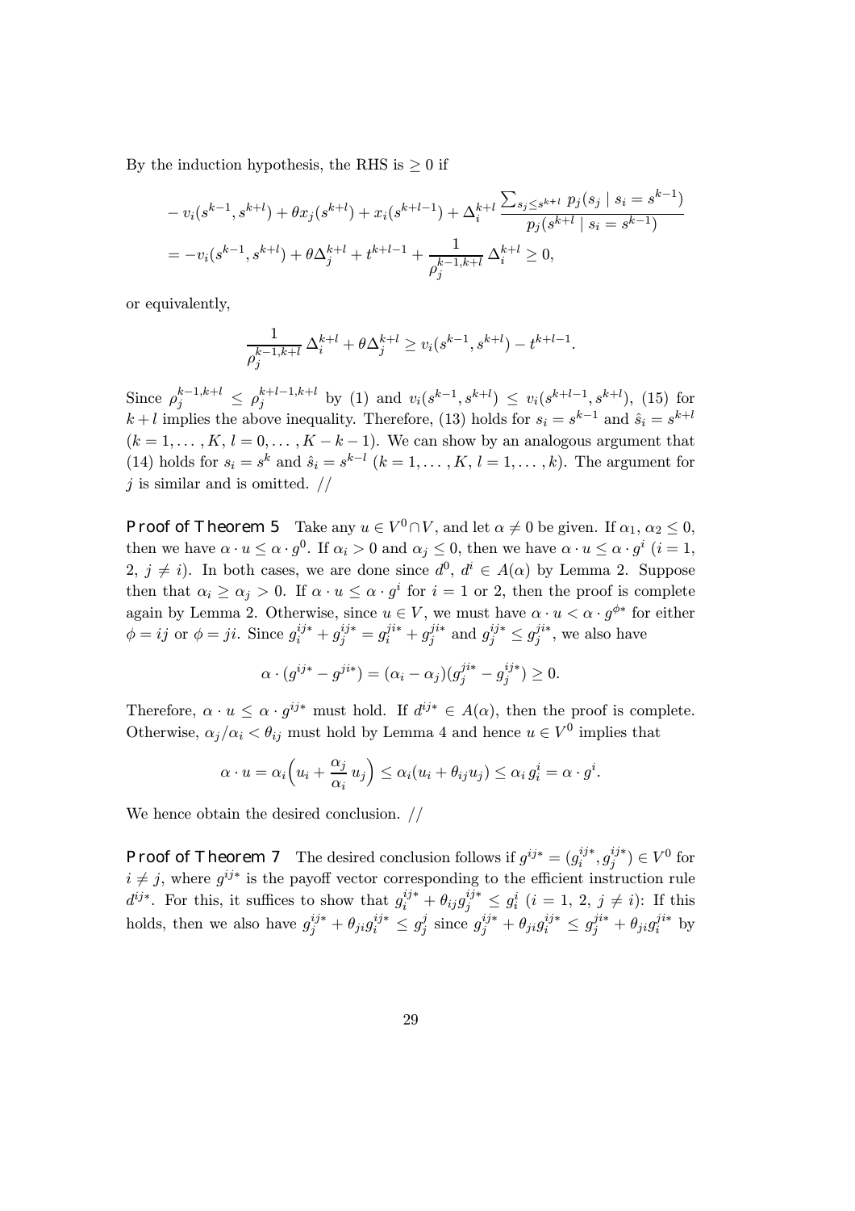By the induction hypothesis, the RHS is $\geq 0$ if

$$
\begin{aligned}
&- v_i(s^{k-1}, s^{k+l}) + \theta x_j(s^{k+l}) + x_i(s^{k+l-1}) + \Delta_i^{k+l} \frac{\sum_{s_j \leq s^{k+l}} p_j(s_j \mid s_i = s^{k-1})}{p_j(s^{k+l} \mid s_i = s^{k-1})} \\
&= -v_i(s^{k-1}, s^{k+l}) + \theta \Delta_j^{k+l} + t^{k+l-1} + \frac{1}{\rho_j^{k-1,k+l}} \Delta_i^{k+l} \geq 0,
\end{aligned}
$$

or equivalently,

$$
\frac{1}{\rho_j^{k-1,k+l}} \Delta_i^{k+l} + \theta \Delta_j^{k+l} \geq v_i(s^{k-1}, s^{k+l}) - t^{k+l-1}.
$$

Since $\rho_j^{k-1,k+l} \leq \rho_j^{k+l-1,k+l}$ by (1) and $v_i(s^{k-1}, s^{k+l}) \leq v_i(s^{k+l-1}, s^{k+l})$, (15) for $k+l$ implies the above inequality. Therefore, (13) holds for $s_i = s^{k-1}$ and $\hat{s}_i = s^{k+l}$ ($k = 1, \ldots, K$, $l = 0, \ldots, K-k-1$). We can show by an analogous argument that (14) holds for $s_i = s^k$ and $\hat{s}_i = s^{k-l}$ ($k = 1, \ldots, K$, $l = 1, \ldots, k$). The argument for $j$ is similar and is omitted. //

**Proof of Theorem 5** Take any $u \in V^0 \cap V$, and let $\alpha \neq 0$ be given. If $\alpha_1, \alpha_2 \leq 0$, then we have $\alpha \cdot u \leq \alpha \cdot g^0$. If $\alpha_i > 0$ and $\alpha_j \leq 0$, then we have $\alpha \cdot u \leq \alpha \cdot g^i$ ($i = 1$, $2$, $j \neq i$). In both cases, we are done since $d^0$, $d^i \in A(\alpha)$ by Lemma 2. Suppose then that $\alpha_i \geq \alpha_j > 0$. If $\alpha \cdot u \leq \alpha \cdot g^i$ for $i = 1$ or $2$, then the proof is complete again by Lemma 2. Otherwise, since $u \in V$, we must have $\alpha \cdot u < \alpha \cdot g^{\phi *}$ for either $\phi = ij$ or $\phi = ji$. Since $g_i^{ij*} + g_j^{ij*} = g_i^{ji*} + g_j^{ji*}$ and $g_j^{ij*} \leq g_j^{ji*}$, we also have

$$
\alpha \cdot (g^{ij*} - g^{ji*}) = (\alpha_i - \alpha_j)(g_j^{ji*} - g_j^{ij*}) \geq 0.
$$

Therefore, $\alpha \cdot u \leq \alpha \cdot g^{ij*}$ must hold. If $d^{ij*} \in A(\alpha)$, then the proof is complete. Otherwise, $\alpha_j / \alpha_i < \theta_{ij}$ must hold by Lemma 4 and hence $u \in V^0$ implies that

$$
\alpha \cdot u = \alpha_i \Big( u_i + \frac{\alpha_j}{\alpha_i} u_j \Big) \leq \alpha_i (u_i + \theta_{ij} u_j) \leq \alpha_i \, g_i^i = \alpha \cdot g^i.
$$

We hence obtain the desired conclusion. //

**Proof of Theorem 7** The desired conclusion follows if $g^{ij*} = (g_i^{ij*}, g_j^{ij*}) \in V^0$ for $i \neq j$, where $g^{ij*}$ is the payoff vector corresponding to the efficient instruction rule $d^{ij*}$. For this, it suffices to show that $g_i^{ij*} + \theta_{ij} g_j^{ij*} \leq g_i^i$ ($i = 1$, $2$, $j \neq i$): If this holds, then we also have $g_j^{ij*} + \theta_{ji} g_i^{ij*} \leq g_j^j$ since $g_j^{ij*} + \theta_{ji} g_i^{ij*} \leq g_j^{ji*} + \theta_{ji} g_i^{ji*}$ by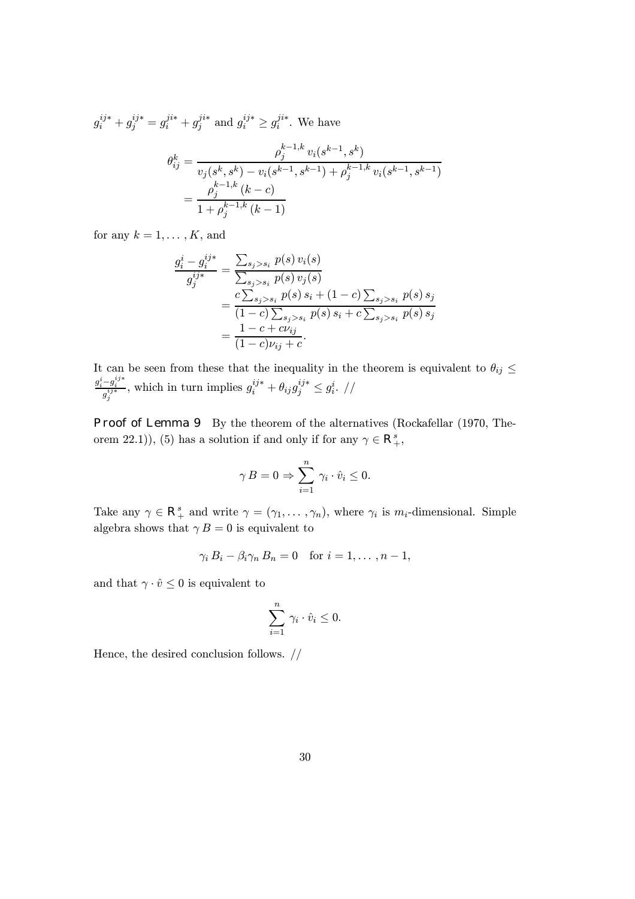$g_i^{ij*} + g_j^{ij*} = g_i^{ji*} + g_j^{ji*}$ and $g_i^{ij*} \geq g_i^{ji*}$. We have

$$
\begin{aligned}
\theta_{ij}^k &= \frac{\rho_j^{k-1,k}\, v_i(s^{k-1}, s^k)}{v_j(s^k, s^k) - v_i(s^{k-1}, s^{k-1}) + \rho_j^{k-1,k}\, v_i(s^{k-1}, s^{k-1})} \\
&= \frac{\rho_j^{k-1,k}\,(k-c)}{1 + \rho_j^{k-1,k}\,(k-1)}
\end{aligned}
$$

for any $k = 1, \ldots, K$, and

$$
\begin{aligned}
\frac{g_i^i - g_i^{ij*}}{g_j^{ij*}} &= \frac{\sum_{s_j > s_i} p(s)\, v_i(s)}{\sum_{s_j > s_i} p(s)\, v_j(s)} \\
&= \frac{c \sum_{s_j > s_i} p(s)\, s_i + (1-c) \sum_{s_j > s_i} p(s)\, s_j}{(1-c) \sum_{s_j > s_i} p(s)\, s_i + c \sum_{s_j > s_i} p(s)\, s_j} \\
&= \frac{1 - c + c\nu_{ij}}{(1-c)\nu_{ij} + c}.
\end{aligned}
$$

It can be seen from these that the inequality in the theorem is equivalent to $\theta_{ij} \leq \frac{g_i^i - g_i^{ij*}}{g_j^{ij*}}$, which in turn implies $g_i^{ij*} + \theta_{ij} g_j^{ij*} \leq g_i^i$. //

**Proof of Lemma 9** By the theorem of the alternatives (Rockafellar (1970, Theorem 22.1)), (5) has a solution if and only if for any $\gamma \in \mathbf{R}_+^s$,

$$
\gamma\, B = 0 \Rightarrow \sum_{i=1}^{n} \gamma_i \cdot \hat{v}_i \leq 0.
$$

Take any $\gamma \in \mathbf{R}_+^s$ and write $\gamma = (\gamma_1, \ldots, \gamma_n)$, where $\gamma_i$ is $m_i$-dimensional. Simple algebra shows that $\gamma\, B = 0$ is equivalent to

$$
\gamma_i\, B_i - \beta_i \gamma_n\, B_n = 0 \quad \text{for } i = 1, \ldots, n-1,
$$

and that $\gamma \cdot \hat{v} \leq 0$ is equivalent to

$$
\sum_{i=1}^{n} \gamma_i \cdot \hat{v}_i \leq 0.
$$

Hence, the desired conclusion follows. //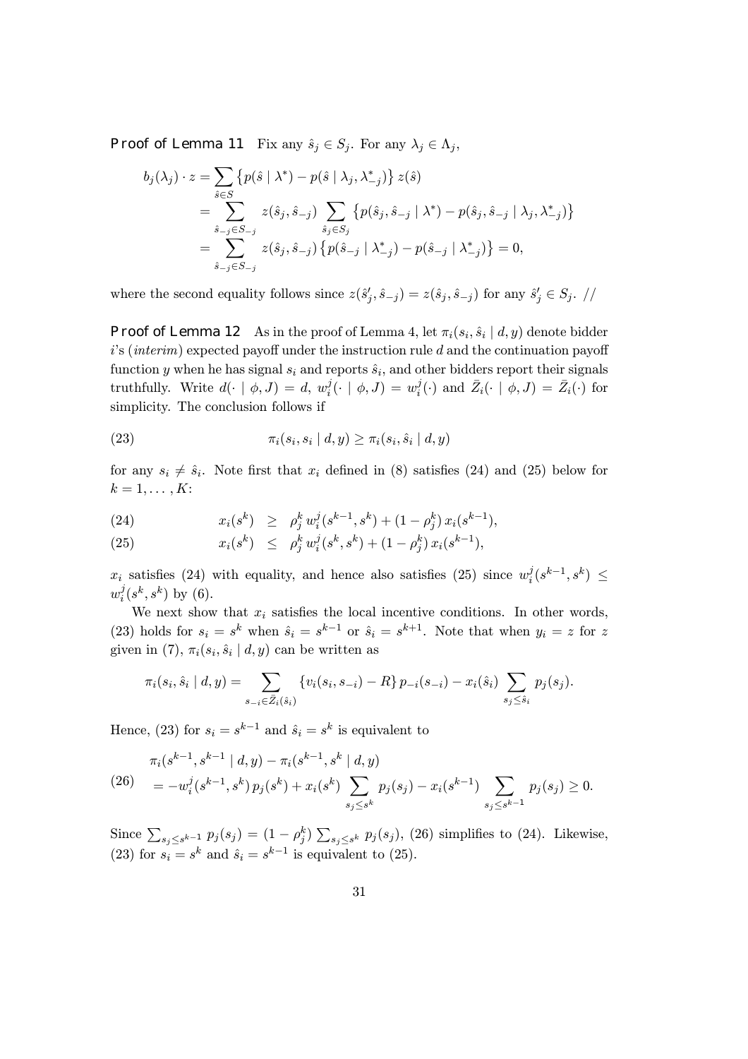**Proof of Lemma 11** Fix any $\hat{s}_j \in S_j$. For any $\lambda_j \in \Lambda_j$,

$$
\begin{aligned}
b_j(\lambda_j) \cdot z &= \sum_{\hat{s} \in S} \left\{ p(\hat{s} \mid \lambda^*) - p(\hat{s} \mid \lambda_j, \lambda_{-j}^*) \right\} z(\hat{s}) \\
&= \sum_{\hat{s}_{-j} \in S_{-j}} z(\hat{s}_j, \hat{s}_{-j}) \sum_{\hat{s}_j \in S_j} \left\{ p(\hat{s}_j, \hat{s}_{-j} \mid \lambda^*) - p(\hat{s}_j, \hat{s}_{-j} \mid \lambda_j, \lambda_{-j}^*) \right\} \\
&= \sum_{\hat{s}_{-j} \in S_{-j}} z(\hat{s}_j, \hat{s}_{-j}) \left\{ p(\hat{s}_{-j} \mid \lambda_{-j}^*) - p(\hat{s}_{-j} \mid \lambda_{-j}^*) \right\} = 0,
\end{aligned}
$$

where the second equality follows since $z(\hat{s}'_j, \hat{s}_{-j}) = z(\hat{s}_j, \hat{s}_{-j})$ for any $\hat{s}'_j \in S_j$. //

**Proof of Lemma 12** As in the proof of Lemma 4, let $\pi_i(s_i, \hat{s}_i \mid d, y)$ denote bidder $i$'s (*interim*) expected payoff under the instruction rule $d$ and the continuation payoff function $y$ when he has signal $s_i$ and reports $\hat{s}_i$, and other bidders report their signals truthfully. Write $d(\cdot \mid \phi, J) = d$, $w_i^j(\cdot \mid \phi, J) = w_i^j(\cdot)$ and $\bar{Z}_i(\cdot \mid \phi, J) = \bar{Z}_i(\cdot)$ for simplicity. The conclusion follows if

$$
\pi_i(s_i, s_i \mid d, y) \geq \pi_i(s_i, \hat{s}_i \mid d, y) \tag{23}
$$

for any $s_i \neq \hat{s}_i$. Note first that $x_i$ defined in (8) satisfies (24) and (25) below for $k = 1, \ldots, K$:

$$
x_i(s^k) \;\geq\; \rho_j^k \, w_i^j(s^{k-1}, s^k) + (1 - \rho_j^k) \, x_i(s^{k-1}), \tag{24}
$$

$$
x_i(s^k) \;\leq\; \rho_j^k \, w_i^j(s^k, s^k) + (1 - \rho_j^k) \, x_i(s^{k-1}), \tag{25}
$$

$x_i$ satisfies (24) with equality, and hence also satisfies (25) since $w_i^j(s^{k-1}, s^k) \leq w_i^j(s^k, s^k)$ by (6).

We next show that $x_i$ satisfies the local incentive conditions. In other words, (23) holds for $s_i = s^k$ when $\hat{s}_i = s^{k-1}$ or $\hat{s}_i = s^{k+1}$. Note that when $y_i = z$ for $z$ given in (7), $\pi_i(s_i, \hat{s}_i \mid d, y)$ can be written as

$$
\pi_i(s_i, \hat{s}_i \mid d, y) = \sum_{s_{-i} \in \bar{Z}_i(\hat{s}_i)} \left\{ v_i(s_i, s_{-i}) - R \right\} p_{-i}(s_{-i}) - x_i(\hat{s}_i) \sum_{s_j \leq \hat{s}_i} p_j(s_j).
$$

Hence, (23) for $s_i = s^{k-1}$ and $\hat{s}_i = s^k$ is equivalent to

$$
\begin{aligned}
&\pi_i(s^{k-1}, s^{k-1} \mid d, y) - \pi_i(s^{k-1}, s^k \mid d, y) \\
&\quad = -w_i^j(s^{k-1}, s^k) \, p_j(s^k) + x_i(s^k) \sum_{s_j \leq s^k} p_j(s_j) - x_i(s^{k-1}) \sum_{s_j \leq s^{k-1}} p_j(s_j) \geq 0.
\end{aligned} \tag{26}
$$

Since $\sum_{s_j \leq s^{k-1}} p_j(s_j) = (1 - \rho_j^k) \sum_{s_j \leq s^k} p_j(s_j)$, (26) simplifies to (24). Likewise, (23) for $s_i = s^k$ and $\hat{s}_i = s^{k-1}$ is equivalent to (25).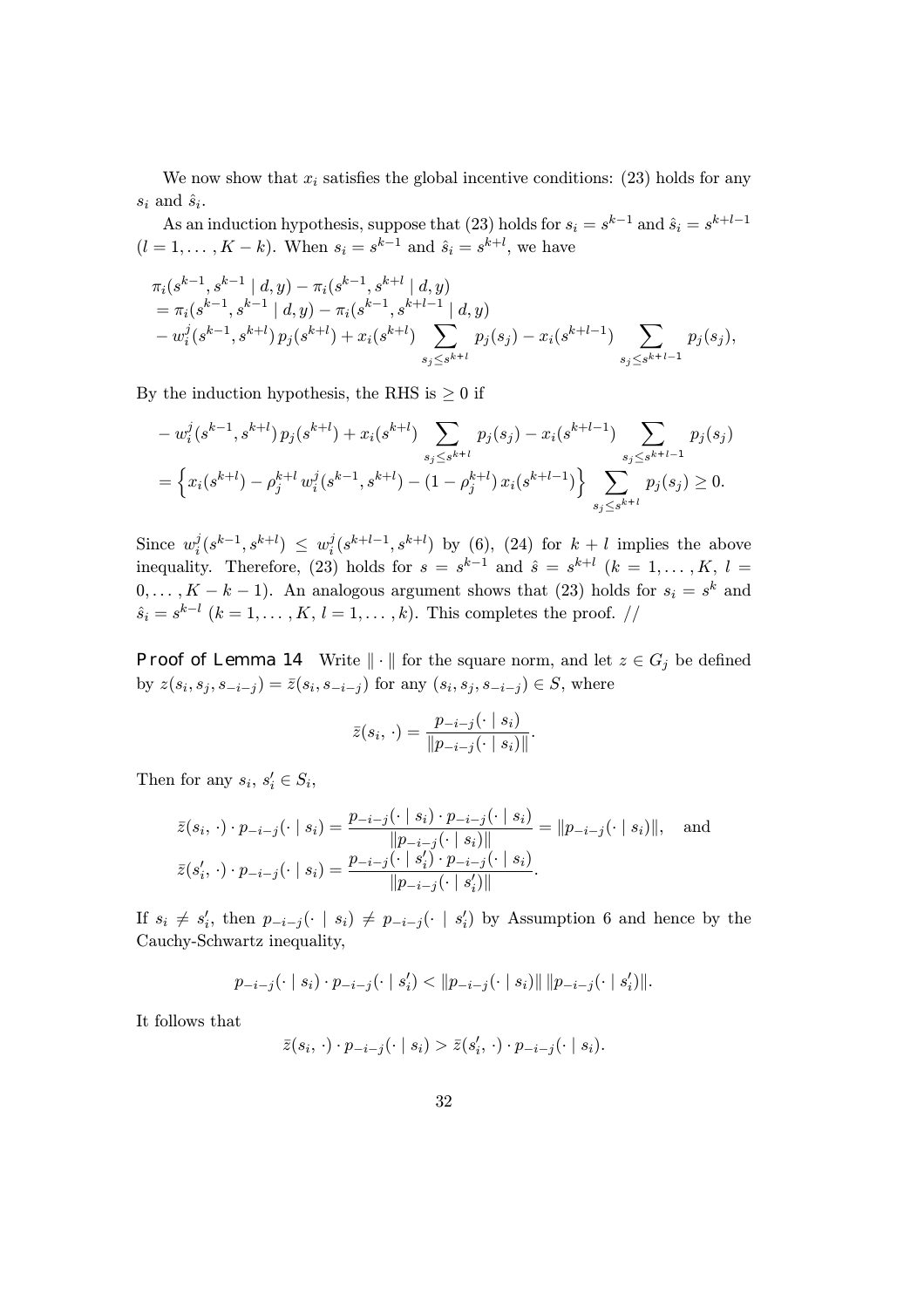We now show that $x_i$ satisfies the global incentive conditions: (23) holds for any $s_i$ and $\hat{s}_i$.

As an induction hypothesis, suppose that (23) holds for $s_i = s^{k-1}$ and $\hat{s}_i = s^{k+l-1}$ $(l = 1, \ldots, K-k)$. When $s_i = s^{k-1}$ and $\hat{s}_i = s^{k+l}$, we have

$$
\begin{aligned}
&\pi_i(s^{k-1}, s^{k-1} \mid d, y) - \pi_i(s^{k-1}, s^{k+l} \mid d, y) \\
&= \pi_i(s^{k-1}, s^{k-1} \mid d, y) - \pi_i(s^{k-1}, s^{k+l-1} \mid d, y) \\
&- w_i^j(s^{k-1}, s^{k+l})\, p_j(s^{k+l}) + x_i(s^{k+l}) \sum_{s_j \leq s^{k+l}} p_j(s_j) - x_i(s^{k+l-1}) \sum_{s_j \leq s^{k+l-1}} p_j(s_j),
\end{aligned}
$$

By the induction hypothesis, the RHS is $\geq 0$ if

$$
\begin{aligned}
&- w_i^j(s^{k-1}, s^{k+l})\, p_j(s^{k+l}) + x_i(s^{k+l}) \sum_{s_j \leq s^{k+l}} p_j(s_j) - x_i(s^{k+l-1}) \sum_{s_j \leq s^{k+l-1}} p_j(s_j) \\
&= \left\{ x_i(s^{k+l}) - \rho_j^{k+l}\, w_i^j(s^{k-1}, s^{k+l}) - (1 - \rho_j^{k+l})\, x_i(s^{k+l-1}) \right\} \sum_{s_j \leq s^{k+l}} p_j(s_j) \geq 0.
\end{aligned}
$$

Since $w_i^j(s^{k-1}, s^{k+l}) \leq w_i^j(s^{k+l-1}, s^{k+l})$ by (6), (24) for $k+l$ implies the above inequality. Therefore, (23) holds for $s = s^{k-1}$ and $\hat{s} = s^{k+l}$ $(k = 1, \ldots, K,\ l = 0, \ldots, K-k-1)$. An analogous argument shows that (23) holds for $s_i = s^k$ and $\hat{s}_i = s^{k-l}$ $(k = 1, \ldots, K,\ l = 1, \ldots, k)$. This completes the proof. //

**Proof of Lemma 14** Write $\|\cdot\|$ for the square norm, and let $z \in G_j$ be defined by $z(s_i, s_j, s_{-i-j}) = \bar{z}(s_i, s_{-i-j})$ for any $(s_i, s_j, s_{-i-j}) \in S$, where

$$
\bar{z}(s_i, \cdot) = \frac{p_{-i-j}(\cdot \mid s_i)}{\|p_{-i-j}(\cdot \mid s_i)\|}.
$$

Then for any $s_i,\ s_i' \in S_i$,

$$
\begin{aligned}
\bar{z}(s_i, \cdot) \cdot p_{-i-j}(\cdot \mid s_i) &= \frac{p_{-i-j}(\cdot \mid s_i) \cdot p_{-i-j}(\cdot \mid s_i)}{\|p_{-i-j}(\cdot \mid s_i)\|} = \|p_{-i-j}(\cdot \mid s_i)\|, \quad \text{and} \\
\bar{z}(s_i', \cdot) \cdot p_{-i-j}(\cdot \mid s_i) &= \frac{p_{-i-j}(\cdot \mid s_i') \cdot p_{-i-j}(\cdot \mid s_i)}{\|p_{-i-j}(\cdot \mid s_i')\|}.
\end{aligned}
$$

If $s_i \neq s_i'$, then $p_{-i-j}(\cdot \mid s_i) \neq p_{-i-j}(\cdot \mid s_i')$ by Assumption 6 and hence by the Cauchy-Schwartz inequality,

$$
p_{-i-j}(\cdot \mid s_i) \cdot p_{-i-j}(\cdot \mid s_i') < \|p_{-i-j}(\cdot \mid s_i)\|\, \|p_{-i-j}(\cdot \mid s_i')\|.
$$

It follows that

$$
\bar{z}(s_i, \cdot) \cdot p_{-i-j}(\cdot \mid s_i) > \bar{z}(s_i', \cdot) \cdot p_{-i-j}(\cdot \mid s_i).
$$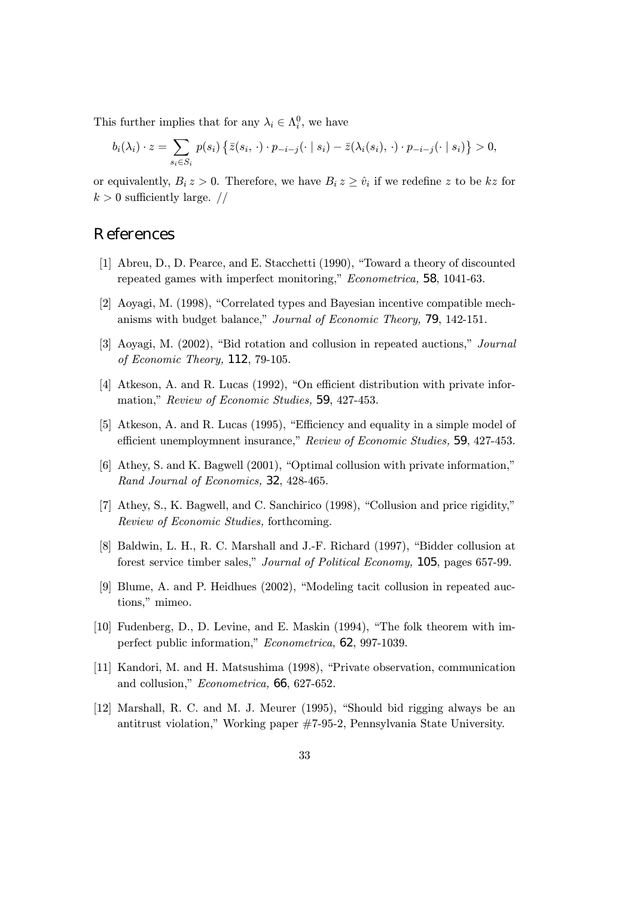This further implies that for any $\lambda_i \in \Lambda_i^0$, we have

$$b_i(\lambda_i) \cdot z = \sum_{s_i \in S_i} p(s_i) \left\{ \bar{z}(s_i, \cdot) \cdot p_{-i-j}(\cdot \mid s_i) - \bar{z}(\lambda_i(s_i), \cdot) \cdot p_{-i-j}(\cdot \mid s_i) \right\} > 0,$$

or equivalently, $B_i z > 0$. Therefore, we have $B_i z \geq \hat{v}_i$ if we redefine $z$ to be $kz$ for $k > 0$ sufficiently large. //

# References

[1] Abreu, D., D. Pearce, and E. Stacchetti (1990), "Toward a theory of discounted repeated games with imperfect monitoring," *Econometrica,* **58**, 1041-63.

[2] Aoyagi, M. (1998), "Correlated types and Bayesian incentive compatible mechanisms with budget balance," *Journal of Economic Theory,* **79**, 142-151.

[3] Aoyagi, M. (2002), "Bid rotation and collusion in repeated auctions," *Journal of Economic Theory,* **112**, 79-105.

[4] Atkeson, A. and R. Lucas (1992), "On efficient distribution with private information," *Review of Economic Studies,* **59**, 427-453.

[5] Atkeson, A. and R. Lucas (1995), "Efficiency and equality in a simple model of efficient unemploymnent insurance," *Review of Economic Studies,* **59**, 427-453.

[6] Athey, S. and K. Bagwell (2001), "Optimal collusion with private information," *Rand Journal of Economics,* **32**, 428-465.

[7] Athey, S., K. Bagwell, and C. Sanchirico (1998), "Collusion and price rigidity," *Review of Economic Studies,* forthcoming.

[8] Baldwin, L. H., R. C. Marshall and J.-F. Richard (1997), "Bidder collusion at forest service timber sales," *Journal of Political Economy,* **105**, pages 657-99.

[9] Blume, A. and P. Heidhues (2002), "Modeling tacit collusion in repeated auctions," mimeo.

[10] Fudenberg, D., D. Levine, and E. Maskin (1994), "The folk theorem with imperfect public information," *Econometrica,* **62**, 997-1039.

[11] Kandori, M. and H. Matsushima (1998), "Private observation, communication and collusion," *Econometrica,* **66**, 627-652.

[12] Marshall, R. C. and M. J. Meurer (1995), "Should bid rigging always be an antitrust violation," Working paper #7-95-2, Pennsylvania State University.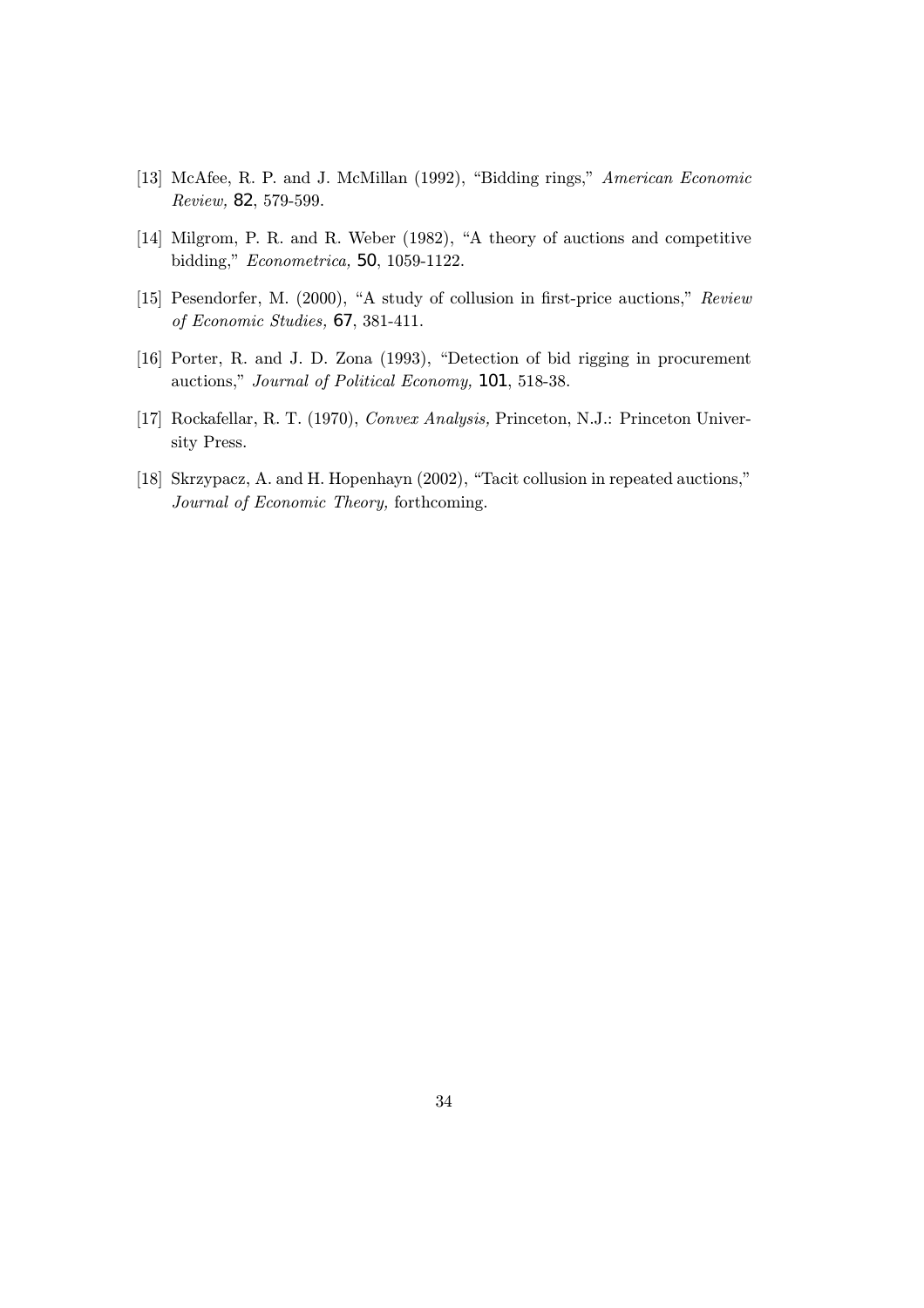[13] McAfee, R. P. and J. McMillan (1992), "Bidding rings," *American Economic Review,* **82**, 579-599.

[14] Milgrom, P. R. and R. Weber (1982), "A theory of auctions and competitive bidding," *Econometrica,* **50**, 1059-1122.

[15] Pesendorfer, M. (2000), "A study of collusion in first-price auctions," *Review of Economic Studies,* **67**, 381-411.

[16] Porter, R. and J. D. Zona (1993), "Detection of bid rigging in procurement auctions," *Journal of Political Economy,* **101**, 518-38.

[17] Rockafellar, R. T. (1970), *Convex Analysis,* Princeton, N.J.: Princeton University Press.

[18] Skrzypacz, A. and H. Hopenhayn (2002), "Tacit collusion in repeated auctions," *Journal of Economic Theory,* forthcoming.